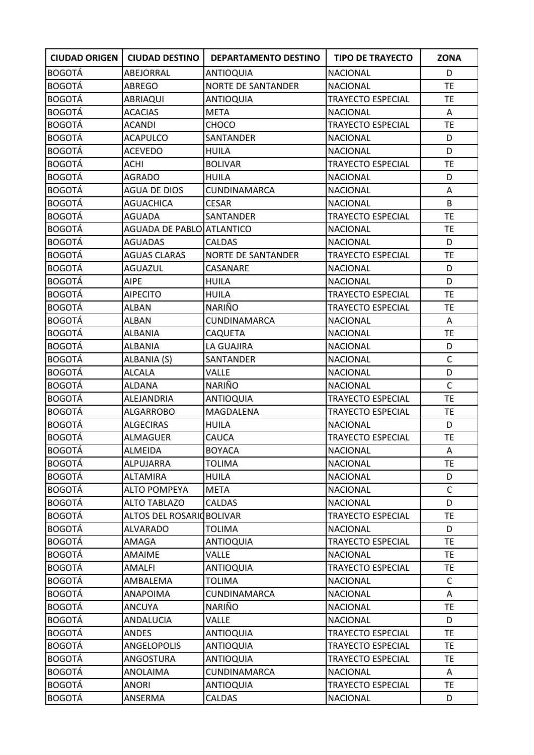| CIUDAD ORIGEN | CIUDAD DESTINO | DEPARTAMENTO DESTINO | TIPO DE TRAYECTO | ZONA |
|---|---|---|---|---|
| BOGOTÁ | ABEJORRAL | ANTIOQUIA | NACIONAL | D |
| BOGOTÁ | ABREGO | NORTE DE SANTANDER | NACIONAL | TE |
| BOGOTÁ | ABRIAQUI | ANTIOQUIA | TRAYECTO ESPECIAL | TE |
| BOGOTÁ | ACACIAS | META | NACIONAL | A |
| BOGOTÁ | ACANDI | CHOCO | TRAYECTO ESPECIAL | TE |
| BOGOTÁ | ACAPULCO | SANTANDER | NACIONAL | D |
| BOGOTÁ | ACEVEDO | HUILA | NACIONAL | D |
| BOGOTÁ | ACHI | BOLIVAR | TRAYECTO ESPECIAL | TE |
| BOGOTÁ | AGRADO | HUILA | NACIONAL | D |
| BOGOTÁ | AGUA DE DIOS | CUNDINAMARCA | NACIONAL | A |
| BOGOTÁ | AGUACHICA | CESAR | NACIONAL | B |
| BOGOTÁ | AGUADA | SANTANDER | TRAYECTO ESPECIAL | TE |
| BOGOTÁ | AGUADA DE PABLO | ATLANTICO | NACIONAL | TE |
| BOGOTÁ | AGUADAS | CALDAS | NACIONAL | D |
| BOGOTÁ | AGUAS CLARAS | NORTE DE SANTANDER | TRAYECTO ESPECIAL | TE |
| BOGOTÁ | AGUAZUL | CASANARE | NACIONAL | D |
| BOGOTÁ | AIPE | HUILA | NACIONAL | D |
| BOGOTÁ | AIPECITO | HUILA | TRAYECTO ESPECIAL | TE |
| BOGOTÁ | ALBAN | NARIÑO | TRAYECTO ESPECIAL | TE |
| BOGOTÁ | ALBAN | CUNDINAMARCA | NACIONAL | A |
| BOGOTÁ | ALBANIA | CAQUETA | NACIONAL | TE |
| BOGOTÁ | ALBANIA | LA GUAJIRA | NACIONAL | D |
| BOGOTÁ | ALBANIA (S) | SANTANDER | NACIONAL | C |
| BOGOTÁ | ALCALA | VALLE | NACIONAL | D |
| BOGOTÁ | ALDANA | NARIÑO | NACIONAL | C |
| BOGOTÁ | ALEJANDRIA | ANTIOQUIA | TRAYECTO ESPECIAL | TE |
| BOGOTÁ | ALGARROBO | MAGDALENA | TRAYECTO ESPECIAL | TE |
| BOGOTÁ | ALGECIRAS | HUILA | NACIONAL | D |
| BOGOTÁ | ALMAGUER | CAUCA | TRAYECTO ESPECIAL | TE |
| BOGOTÁ | ALMEIDA | BOYACA | NACIONAL | A |
| BOGOTÁ | ALPUJARRA | TOLIMA | NACIONAL | TE |
| BOGOTÁ | ALTAMIRA | HUILA | NACIONAL | D |
| BOGOTÁ | ALTO POMPEYA | META | NACIONAL | C |
| BOGOTÁ | ALTO TABLAZO | CALDAS | NACIONAL | D |
| BOGOTÁ | ALTOS DEL ROSARIO | BOLIVAR | TRAYECTO ESPECIAL | TE |
| BOGOTÁ | ALVARADO | TOLIMA | NACIONAL | D |
| BOGOTÁ | AMAGA | ANTIOQUIA | TRAYECTO ESPECIAL | TE |
| BOGOTÁ | AMAIME | VALLE | NACIONAL | TE |
| BOGOTÁ | AMALFI | ANTIOQUIA | TRAYECTO ESPECIAL | TE |
| BOGOTÁ | AMBALEMA | TOLIMA | NACIONAL | C |
| BOGOTÁ | ANAPOIMA | CUNDINAMARCA | NACIONAL | A |
| BOGOTÁ | ANCUYA | NARIÑO | NACIONAL | TE |
| BOGOTÁ | ANDALUCIA | VALLE | NACIONAL | D |
| BOGOTÁ | ANDES | ANTIOQUIA | TRAYECTO ESPECIAL | TE |
| BOGOTÁ | ANGELOPOLIS | ANTIOQUIA | TRAYECTO ESPECIAL | TE |
| BOGOTÁ | ANGOSTURA | ANTIOQUIA | TRAYECTO ESPECIAL | TE |
| BOGOTÁ | ANOLAIMA | CUNDINAMARCA | NACIONAL | A |
| BOGOTÁ | ANORI | ANTIOQUIA | TRAYECTO ESPECIAL | TE |
| BOGOTÁ | ANSERMA | CALDAS | NACIONAL | D |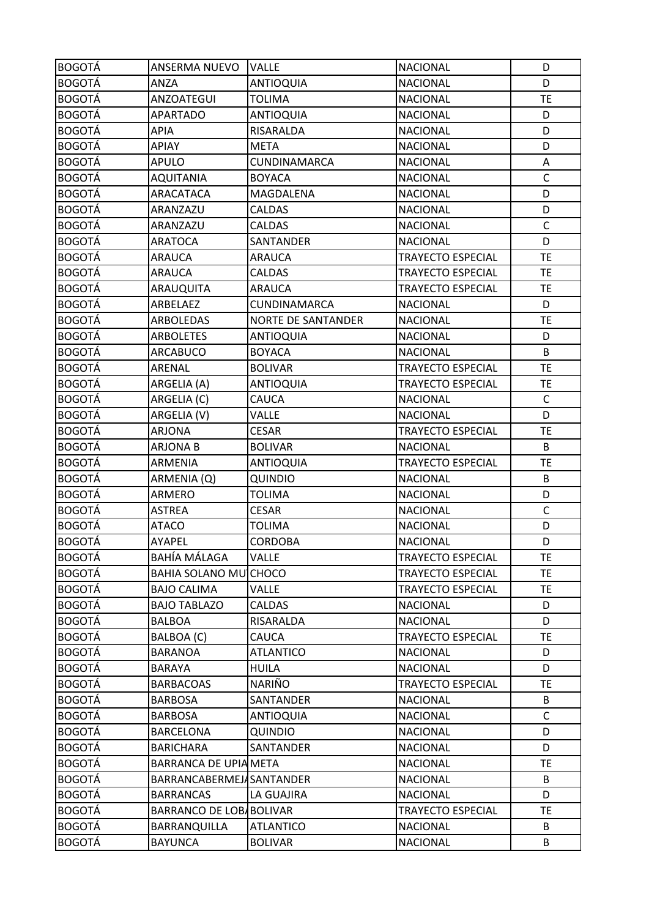| BOGOTÁ | ANSERMA NUEVO | VALLE | NACIONAL | D |
|---|---|---|---|---|
| BOGOTÁ | ANZA | ANTIOQUIA | NACIONAL | D |
| BOGOTÁ | ANZOATEGUI | TOLIMA | NACIONAL | TE |
| BOGOTÁ | APARTADO | ANTIOQUIA | NACIONAL | D |
| BOGOTÁ | APIA | RISARALDA | NACIONAL | D |
| BOGOTÁ | APIAY | META | NACIONAL | D |
| BOGOTÁ | APULO | CUNDINAMARCA | NACIONAL | A |
| BOGOTÁ | AQUITANIA | BOYACA | NACIONAL | C |
| BOGOTÁ | ARACATACA | MAGDALENA | NACIONAL | D |
| BOGOTÁ | ARANZAZU | CALDAS | NACIONAL | D |
| BOGOTÁ | ARANZAZU | CALDAS | NACIONAL | C |
| BOGOTÁ | ARATOCA | SANTANDER | NACIONAL | D |
| BOGOTÁ | ARAUCA | ARAUCA | TRAYECTO ESPECIAL | TE |
| BOGOTÁ | ARAUCA | CALDAS | TRAYECTO ESPECIAL | TE |
| BOGOTÁ | ARAUQUITA | ARAUCA | TRAYECTO ESPECIAL | TE |
| BOGOTÁ | ARBELAEZ | CUNDINAMARCA | NACIONAL | D |
| BOGOTÁ | ARBOLEDAS | NORTE DE SANTANDER | NACIONAL | TE |
| BOGOTÁ | ARBOLETES | ANTIOQUIA | NACIONAL | D |
| BOGOTÁ | ARCABUCO | BOYACA | NACIONAL | B |
| BOGOTÁ | ARENAL | BOLIVAR | TRAYECTO ESPECIAL | TE |
| BOGOTÁ | ARGELIA (A) | ANTIOQUIA | TRAYECTO ESPECIAL | TE |
| BOGOTÁ | ARGELIA (C) | CAUCA | NACIONAL | C |
| BOGOTÁ | ARGELIA (V) | VALLE | NACIONAL | D |
| BOGOTÁ | ARJONA | CESAR | TRAYECTO ESPECIAL | TE |
| BOGOTÁ | ARJONA B | BOLIVAR | NACIONAL | B |
| BOGOTÁ | ARMENIA | ANTIOQUIA | TRAYECTO ESPECIAL | TE |
| BOGOTÁ | ARMENIA (Q) | QUINDIO | NACIONAL | B |
| BOGOTÁ | ARMERO | TOLIMA | NACIONAL | D |
| BOGOTÁ | ASTREA | CESAR | NACIONAL | C |
| BOGOTÁ | ATACO | TOLIMA | NACIONAL | D |
| BOGOTÁ | AYAPEL | CORDOBA | NACIONAL | D |
| BOGOTÁ | BAHÍA MÁLAGA | VALLE | TRAYECTO ESPECIAL | TE |
| BOGOTÁ | BAHIA SOLANO MU | CHOCO | TRAYECTO ESPECIAL | TE |
| BOGOTÁ | BAJO CALIMA | VALLE | TRAYECTO ESPECIAL | TE |
| BOGOTÁ | BAJO TABLAZO | CALDAS | NACIONAL | D |
| BOGOTÁ | BALBOA | RISARALDA | NACIONAL | D |
| BOGOTÁ | BALBOA (C) | CAUCA | TRAYECTO ESPECIAL | TE |
| BOGOTÁ | BARANOA | ATLANTICO | NACIONAL | D |
| BOGOTÁ | BARAYA | HUILA | NACIONAL | D |
| BOGOTÁ | BARBACOAS | NARIÑO | TRAYECTO ESPECIAL | TE |
| BOGOTÁ | BARBOSA | SANTANDER | NACIONAL | B |
| BOGOTÁ | BARBOSA | ANTIOQUIA | NACIONAL | C |
| BOGOTÁ | BARCELONA | QUINDIO | NACIONAL | D |
| BOGOTÁ | BARICHARA | SANTANDER | NACIONAL | D |
| BOGOTÁ | BARRANCA DE UPIA | META | NACIONAL | TE |
| BOGOTÁ | BARRANCABERMEJA | SANTANDER | NACIONAL | B |
| BOGOTÁ | BARRANCAS | LA GUAJIRA | NACIONAL | D |
| BOGOTÁ | BARRANCO DE LOBA | BOLIVAR | TRAYECTO ESPECIAL | TE |
| BOGOTÁ | BARRANQUILLA | ATLANTICO | NACIONAL | B |
| BOGOTÁ | BAYUNCA | BOLIVAR | NACIONAL | B |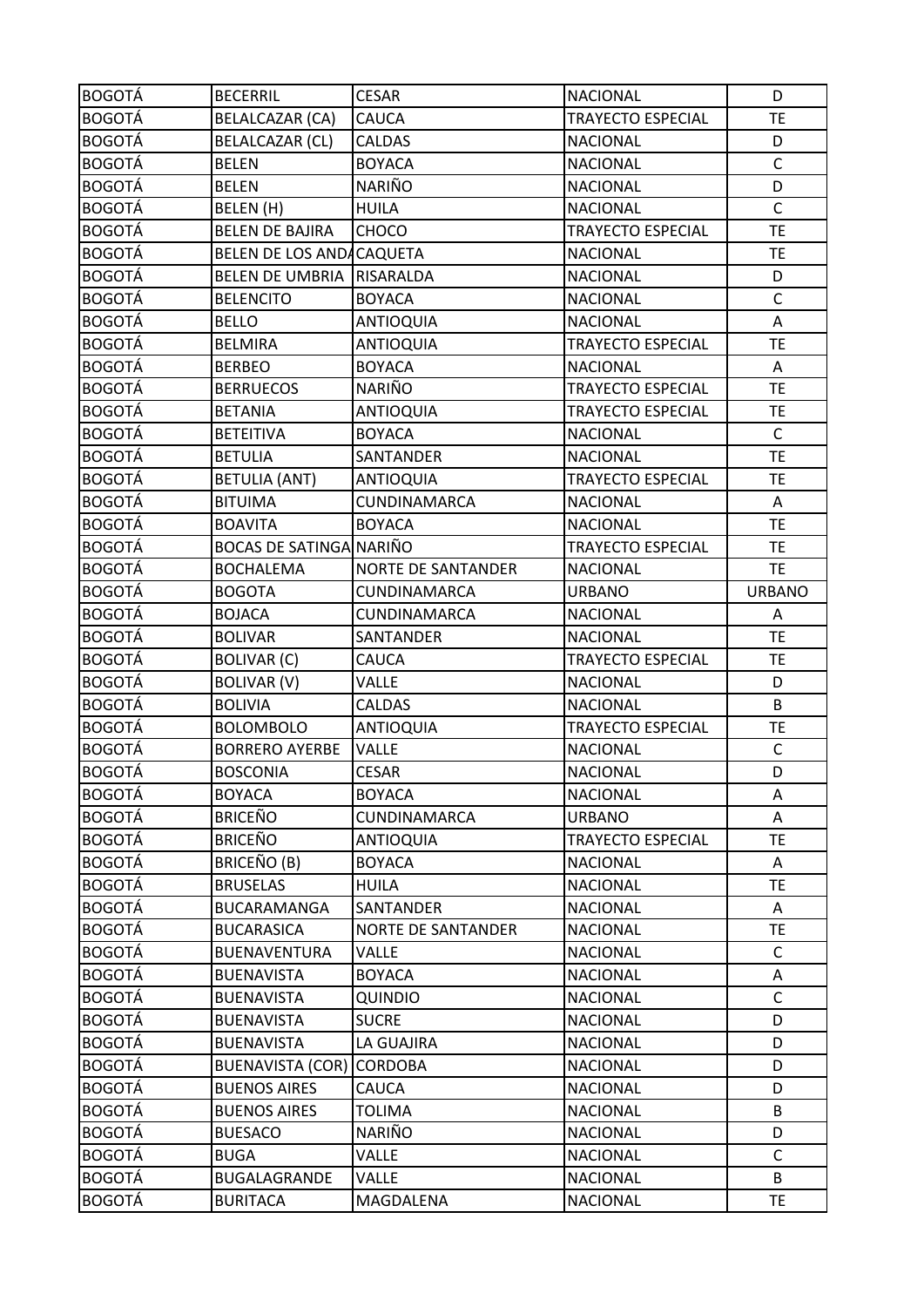| BOGOTÁ | BECERRIL | CESAR | NACIONAL | D |
|---|---|---|---|---|
| BOGOTÁ | BELALCAZAR (CA) | CAUCA | TRAYECTO ESPECIAL | TE |
| BOGOTÁ | BELALCAZAR (CL) | CALDAS | NACIONAL | D |
| BOGOTÁ | BELEN | BOYACA | NACIONAL | C |
| BOGOTÁ | BELEN | NARIÑO | NACIONAL | D |
| BOGOTÁ | BELEN (H) | HUILA | NACIONAL | C |
| BOGOTÁ | BELEN DE BAJIRA | CHOCO | TRAYECTO ESPECIAL | TE |
| BOGOTÁ | BELEN DE LOS ANDA | CAQUETA | NACIONAL | TE |
| BOGOTÁ | BELEN DE UMBRIA | RISARALDA | NACIONAL | D |
| BOGOTÁ | BELENCITO | BOYACA | NACIONAL | C |
| BOGOTÁ | BELLO | ANTIOQUIA | NACIONAL | A |
| BOGOTÁ | BELMIRA | ANTIOQUIA | TRAYECTO ESPECIAL | TE |
| BOGOTÁ | BERBEO | BOYACA | NACIONAL | A |
| BOGOTÁ | BERRUECOS | NARIÑO | TRAYECTO ESPECIAL | TE |
| BOGOTÁ | BETANIA | ANTIOQUIA | TRAYECTO ESPECIAL | TE |
| BOGOTÁ | BETEITIVA | BOYACA | NACIONAL | C |
| BOGOTÁ | BETULIA | SANTANDER | NACIONAL | TE |
| BOGOTÁ | BETULIA (ANT) | ANTIOQUIA | TRAYECTO ESPECIAL | TE |
| BOGOTÁ | BITUIMA | CUNDINAMARCA | NACIONAL | A |
| BOGOTÁ | BOAVITA | BOYACA | NACIONAL | TE |
| BOGOTÁ | BOCAS DE SATINGA | NARIÑO | TRAYECTO ESPECIAL | TE |
| BOGOTÁ | BOCHALEMA | NORTE DE SANTANDER | NACIONAL | TE |
| BOGOTÁ | BOGOTA | CUNDINAMARCA | URBANO | URBANO |
| BOGOTÁ | BOJACA | CUNDINAMARCA | NACIONAL | A |
| BOGOTÁ | BOLIVAR | SANTANDER | NACIONAL | TE |
| BOGOTÁ | BOLIVAR (C) | CAUCA | TRAYECTO ESPECIAL | TE |
| BOGOTÁ | BOLIVAR (V) | VALLE | NACIONAL | D |
| BOGOTÁ | BOLIVIA | CALDAS | NACIONAL | B |
| BOGOTÁ | BOLOMBOLO | ANTIOQUIA | TRAYECTO ESPECIAL | TE |
| BOGOTÁ | BORRERO AYERBE | VALLE | NACIONAL | C |
| BOGOTÁ | BOSCONIA | CESAR | NACIONAL | D |
| BOGOTÁ | BOYACA | BOYACA | NACIONAL | A |
| BOGOTÁ | BRICEÑO | CUNDINAMARCA | URBANO | A |
| BOGOTÁ | BRICEÑO | ANTIOQUIA | TRAYECTO ESPECIAL | TE |
| BOGOTÁ | BRICEÑO (B) | BOYACA | NACIONAL | A |
| BOGOTÁ | BRUSELAS | HUILA | NACIONAL | TE |
| BOGOTÁ | BUCARAMANGA | SANTANDER | NACIONAL | A |
| BOGOTÁ | BUCARASICA | NORTE DE SANTANDER | NACIONAL | TE |
| BOGOTÁ | BUENAVENTURA | VALLE | NACIONAL | C |
| BOGOTÁ | BUENAVISTA | BOYACA | NACIONAL | A |
| BOGOTÁ | BUENAVISTA | QUINDIO | NACIONAL | C |
| BOGOTÁ | BUENAVISTA | SUCRE | NACIONAL | D |
| BOGOTÁ | BUENAVISTA | LA GUAJIRA | NACIONAL | D |
| BOGOTÁ | BUENAVISTA (COR) | CORDOBA | NACIONAL | D |
| BOGOTÁ | BUENOS AIRES | CAUCA | NACIONAL | D |
| BOGOTÁ | BUENOS AIRES | TOLIMA | NACIONAL | B |
| BOGOTÁ | BUESACO | NARIÑO | NACIONAL | D |
| BOGOTÁ | BUGA | VALLE | NACIONAL | C |
| BOGOTÁ | BUGALAGRANDE | VALLE | NACIONAL | B |
| BOGOTÁ | BURITACA | MAGDALENA | NACIONAL | TE |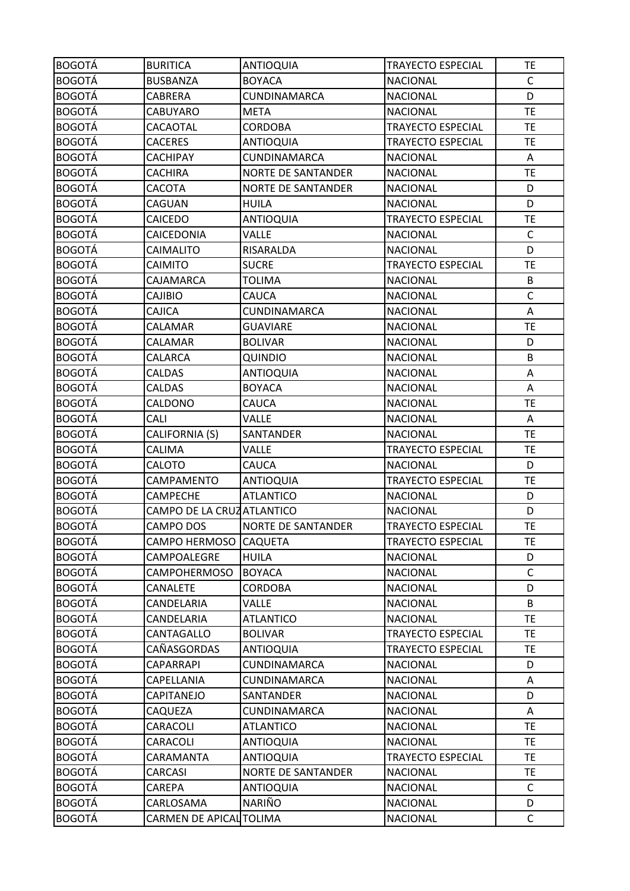| BOGOTÁ | BURITICA | ANTIOQUIA | TRAYECTO ESPECIAL | TE |
|---|---|---|---|---|
| BOGOTÁ | BUSBANZA | BOYACA | NACIONAL | C |
| BOGOTÁ | CABRERA | CUNDINAMARCA | NACIONAL | D |
| BOGOTÁ | CABUYARO | META | NACIONAL | TE |
| BOGOTÁ | CACAOTAL | CORDOBA | TRAYECTO ESPECIAL | TE |
| BOGOTÁ | CACERES | ANTIOQUIA | TRAYECTO ESPECIAL | TE |
| BOGOTÁ | CACHIPAY | CUNDINAMARCA | NACIONAL | A |
| BOGOTÁ | CACHIRA | NORTE DE SANTANDER | NACIONAL | TE |
| BOGOTÁ | CACOTA | NORTE DE SANTANDER | NACIONAL | D |
| BOGOTÁ | CAGUAN | HUILA | NACIONAL | D |
| BOGOTÁ | CAICEDO | ANTIOQUIA | TRAYECTO ESPECIAL | TE |
| BOGOTÁ | CAICEDONIA | VALLE | NACIONAL | C |
| BOGOTÁ | CAIMALITO | RISARALDA | NACIONAL | D |
| BOGOTÁ | CAIMITO | SUCRE | TRAYECTO ESPECIAL | TE |
| BOGOTÁ | CAJAMARCA | TOLIMA | NACIONAL | B |
| BOGOTÁ | CAJIBIO | CAUCA | NACIONAL | C |
| BOGOTÁ | CAJICA | CUNDINAMARCA | NACIONAL | A |
| BOGOTÁ | CALAMAR | GUAVIARE | NACIONAL | TE |
| BOGOTÁ | CALAMAR | BOLIVAR | NACIONAL | D |
| BOGOTÁ | CALARCA | QUINDIO | NACIONAL | B |
| BOGOTÁ | CALDAS | ANTIOQUIA | NACIONAL | A |
| BOGOTÁ | CALDAS | BOYACA | NACIONAL | A |
| BOGOTÁ | CALDONO | CAUCA | NACIONAL | TE |
| BOGOTÁ | CALI | VALLE | NACIONAL | A |
| BOGOTÁ | CALIFORNIA (S) | SANTANDER | NACIONAL | TE |
| BOGOTÁ | CALIMA | VALLE | TRAYECTO ESPECIAL | TE |
| BOGOTÁ | CALOTO | CAUCA | NACIONAL | D |
| BOGOTÁ | CAMPAMENTO | ANTIOQUIA | TRAYECTO ESPECIAL | TE |
| BOGOTÁ | CAMPECHE | ATLANTICO | NACIONAL | D |
| BOGOTÁ | CAMPO DE LA CRUZ | ATLANTICO | NACIONAL | D |
| BOGOTÁ | CAMPO DOS | NORTE DE SANTANDER | TRAYECTO ESPECIAL | TE |
| BOGOTÁ | CAMPO HERMOSO | CAQUETA | TRAYECTO ESPECIAL | TE |
| BOGOTÁ | CAMPOALEGRE | HUILA | NACIONAL | D |
| BOGOTÁ | CAMPOHERMOSO | BOYACA | NACIONAL | C |
| BOGOTÁ | CANALETE | CORDOBA | NACIONAL | D |
| BOGOTÁ | CANDELARIA | VALLE | NACIONAL | B |
| BOGOTÁ | CANDELARIA | ATLANTICO | NACIONAL | TE |
| BOGOTÁ | CANTAGALLO | BOLIVAR | TRAYECTO ESPECIAL | TE |
| BOGOTÁ | CAÑASGORDAS | ANTIOQUIA | TRAYECTO ESPECIAL | TE |
| BOGOTÁ | CAPARRAPI | CUNDINAMARCA | NACIONAL | D |
| BOGOTÁ | CAPELLANIA | CUNDINAMARCA | NACIONAL | A |
| BOGOTÁ | CAPITANEJO | SANTANDER | NACIONAL | D |
| BOGOTÁ | CAQUEZA | CUNDINAMARCA | NACIONAL | A |
| BOGOTÁ | CARACOLI | ATLANTICO | NACIONAL | TE |
| BOGOTÁ | CARACOLI | ANTIOQUIA | NACIONAL | TE |
| BOGOTÁ | CARAMANTA | ANTIOQUIA | TRAYECTO ESPECIAL | TE |
| BOGOTÁ | CARCASI | NORTE DE SANTANDER | NACIONAL | TE |
| BOGOTÁ | CAREPA | ANTIOQUIA | NACIONAL | C |
| BOGOTÁ | CARLOSAMA | NARIÑO | NACIONAL | D |
| BOGOTÁ | CARMEN DE APICAL | TOLIMA | NACIONAL | C |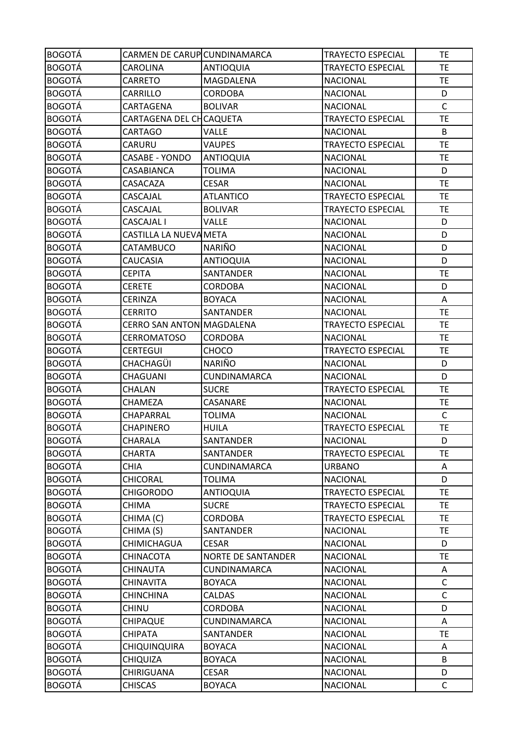| BOGOTÁ | CARMEN DE CARUP | CUNDINAMARCA | TRAYECTO ESPECIAL | TE |
|---|---|---|---|---|
| BOGOTÁ | CAROLINA | ANTIOQUIA | TRAYECTO ESPECIAL | TE |
| BOGOTÁ | CARRETO | MAGDALENA | NACIONAL | TE |
| BOGOTÁ | CARRILLO | CORDOBA | NACIONAL | D |
| BOGOTÁ | CARTAGENA | BOLIVAR | NACIONAL | C |
| BOGOTÁ | CARTAGENA DEL CH | CAQUETA | TRAYECTO ESPECIAL | TE |
| BOGOTÁ | CARTAGO | VALLE | NACIONAL | B |
| BOGOTÁ | CARURU | VAUPES | TRAYECTO ESPECIAL | TE |
| BOGOTÁ | CASABE - YONDO | ANTIOQUIA | NACIONAL | TE |
| BOGOTÁ | CASABIANCA | TOLIMA | NACIONAL | D |
| BOGOTÁ | CASACAZA | CESAR | NACIONAL | TE |
| BOGOTÁ | CASCAJAL | ATLANTICO | TRAYECTO ESPECIAL | TE |
| BOGOTÁ | CASCAJAL | BOLIVAR | TRAYECTO ESPECIAL | TE |
| BOGOTÁ | CASCAJAL I | VALLE | NACIONAL | D |
| BOGOTÁ | CASTILLA LA NUEVA | META | NACIONAL | D |
| BOGOTÁ | CATAMBUCO | NARIÑO | NACIONAL | D |
| BOGOTÁ | CAUCASIA | ANTIOQUIA | NACIONAL | D |
| BOGOTÁ | CEPITA | SANTANDER | NACIONAL | TE |
| BOGOTÁ | CERETE | CORDOBA | NACIONAL | D |
| BOGOTÁ | CERINZA | BOYACA | NACIONAL | A |
| BOGOTÁ | CERRITO | SANTANDER | NACIONAL | TE |
| BOGOTÁ | CERRO SAN ANTON | MAGDALENA | TRAYECTO ESPECIAL | TE |
| BOGOTÁ | CERROMATOSO | CORDOBA | NACIONAL | TE |
| BOGOTÁ | CERTEGUI | CHOCO | TRAYECTO ESPECIAL | TE |
| BOGOTÁ | CHACHAGÜI | NARIÑO | NACIONAL | D |
| BOGOTÁ | CHAGUANI | CUNDINAMARCA | NACIONAL | D |
| BOGOTÁ | CHALAN | SUCRE | TRAYECTO ESPECIAL | TE |
| BOGOTÁ | CHAMEZA | CASANARE | NACIONAL | TE |
| BOGOTÁ | CHAPARRAL | TOLIMA | NACIONAL | C |
| BOGOTÁ | CHAPINERO | HUILA | TRAYECTO ESPECIAL | TE |
| BOGOTÁ | CHARALA | SANTANDER | NACIONAL | D |
| BOGOTÁ | CHARTA | SANTANDER | TRAYECTO ESPECIAL | TE |
| BOGOTÁ | CHIA | CUNDINAMARCA | URBANO | A |
| BOGOTÁ | CHICORAL | TOLIMA | NACIONAL | D |
| BOGOTÁ | CHIGORODO | ANTIOQUIA | TRAYECTO ESPECIAL | TE |
| BOGOTÁ | CHIMA | SUCRE | TRAYECTO ESPECIAL | TE |
| BOGOTÁ | CHIMA (C) | CORDOBA | TRAYECTO ESPECIAL | TE |
| BOGOTÁ | CHIMA (S) | SANTANDER | NACIONAL | TE |
| BOGOTÁ | CHIMICHAGUA | CESAR | NACIONAL | D |
| BOGOTÁ | CHINACOTA | NORTE DE SANTANDER | NACIONAL | TE |
| BOGOTÁ | CHINAUTA | CUNDINAMARCA | NACIONAL | A |
| BOGOTÁ | CHINAVITA | BOYACA | NACIONAL | C |
| BOGOTÁ | CHINCHINA | CALDAS | NACIONAL | C |
| BOGOTÁ | CHINU | CORDOBA | NACIONAL | D |
| BOGOTÁ | CHIPAQUE | CUNDINAMARCA | NACIONAL | A |
| BOGOTÁ | CHIPATA | SANTANDER | NACIONAL | TE |
| BOGOTÁ | CHIQUINQUIRA | BOYACA | NACIONAL | A |
| BOGOTÁ | CHIQUIZA | BOYACA | NACIONAL | B |
| BOGOTÁ | CHIRIGUANA | CESAR | NACIONAL | D |
| BOGOTÁ | CHISCAS | BOYACA | NACIONAL | C |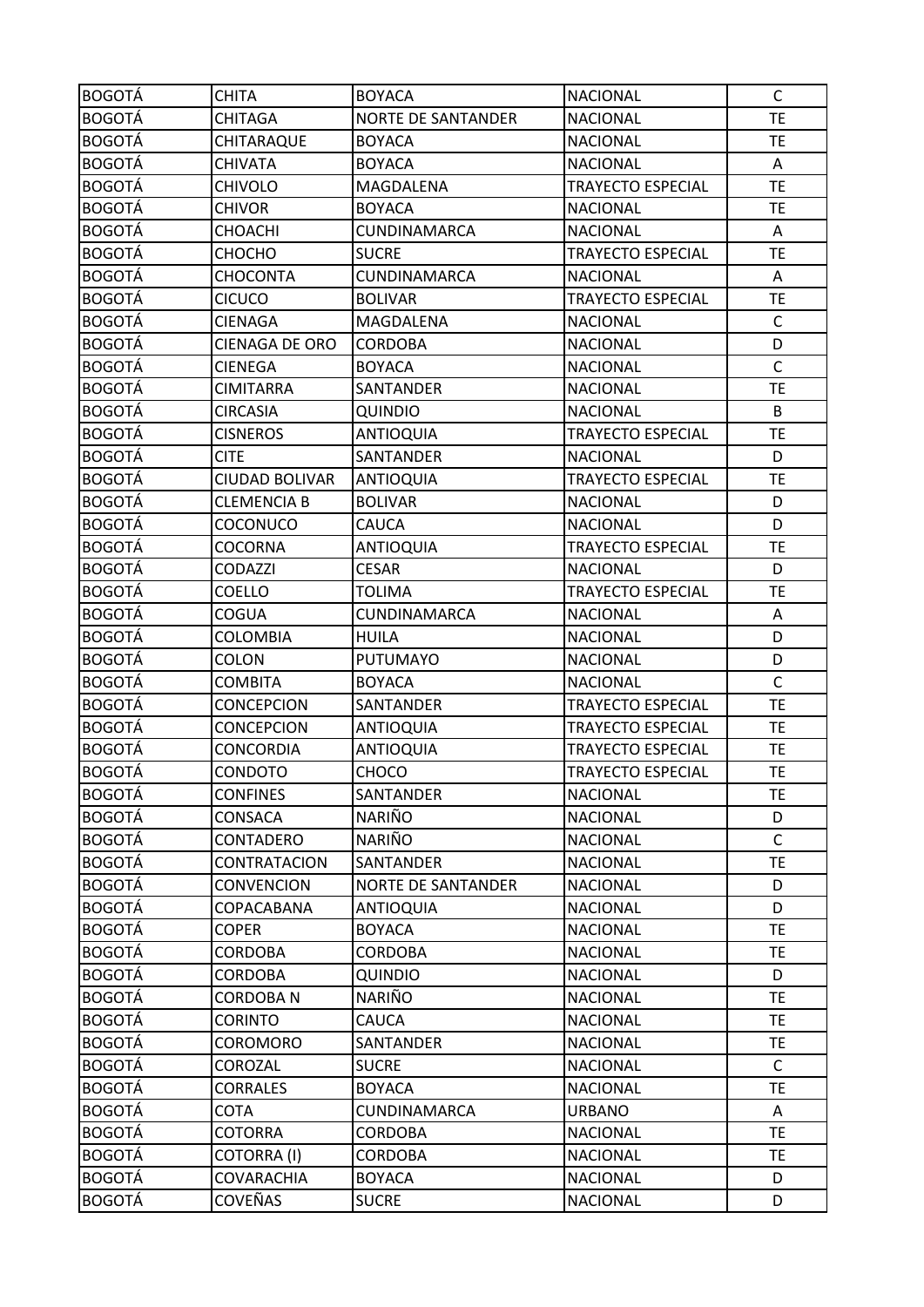| BOGOTÁ | CHITA | BOYACA | NACIONAL | C |
|---|---|---|---|---|
| BOGOTÁ | CHITAGA | NORTE DE SANTANDER | NACIONAL | TE |
| BOGOTÁ | CHITARAQUE | BOYACA | NACIONAL | TE |
| BOGOTÁ | CHIVATA | BOYACA | NACIONAL | A |
| BOGOTÁ | CHIVOLO | MAGDALENA | TRAYECTO ESPECIAL | TE |
| BOGOTÁ | CHIVOR | BOYACA | NACIONAL | TE |
| BOGOTÁ | CHOACHI | CUNDINAMARCA | NACIONAL | A |
| BOGOTÁ | CHOCHO | SUCRE | TRAYECTO ESPECIAL | TE |
| BOGOTÁ | CHOCONTA | CUNDINAMARCA | NACIONAL | A |
| BOGOTÁ | CICUCO | BOLIVAR | TRAYECTO ESPECIAL | TE |
| BOGOTÁ | CIENAGA | MAGDALENA | NACIONAL | C |
| BOGOTÁ | CIENAGA DE ORO | CORDOBA | NACIONAL | D |
| BOGOTÁ | CIENEGA | BOYACA | NACIONAL | C |
| BOGOTÁ | CIMITARRA | SANTANDER | NACIONAL | TE |
| BOGOTÁ | CIRCASIA | QUINDIO | NACIONAL | B |
| BOGOTÁ | CISNEROS | ANTIOQUIA | TRAYECTO ESPECIAL | TE |
| BOGOTÁ | CITE | SANTANDER | NACIONAL | D |
| BOGOTÁ | CIUDAD BOLIVAR | ANTIOQUIA | TRAYECTO ESPECIAL | TE |
| BOGOTÁ | CLEMENCIA B | BOLIVAR | NACIONAL | D |
| BOGOTÁ | COCONUCO | CAUCA | NACIONAL | D |
| BOGOTÁ | COCORNA | ANTIOQUIA | TRAYECTO ESPECIAL | TE |
| BOGOTÁ | CODAZZI | CESAR | NACIONAL | D |
| BOGOTÁ | COELLO | TOLIMA | TRAYECTO ESPECIAL | TE |
| BOGOTÁ | COGUA | CUNDINAMARCA | NACIONAL | A |
| BOGOTÁ | COLOMBIA | HUILA | NACIONAL | D |
| BOGOTÁ | COLON | PUTUMAYO | NACIONAL | D |
| BOGOTÁ | COMBITA | BOYACA | NACIONAL | C |
| BOGOTÁ | CONCEPCION | SANTANDER | TRAYECTO ESPECIAL | TE |
| BOGOTÁ | CONCEPCION | ANTIOQUIA | TRAYECTO ESPECIAL | TE |
| BOGOTÁ | CONCORDIA | ANTIOQUIA | TRAYECTO ESPECIAL | TE |
| BOGOTÁ | CONDOTO | CHOCO | TRAYECTO ESPECIAL | TE |
| BOGOTÁ | CONFINES | SANTANDER | NACIONAL | TE |
| BOGOTÁ | CONSACA | NARIÑO | NACIONAL | D |
| BOGOTÁ | CONTADERO | NARIÑO | NACIONAL | C |
| BOGOTÁ | CONTRATACION | SANTANDER | NACIONAL | TE |
| BOGOTÁ | CONVENCION | NORTE DE SANTANDER | NACIONAL | D |
| BOGOTÁ | COPACABANA | ANTIOQUIA | NACIONAL | D |
| BOGOTÁ | COPER | BOYACA | NACIONAL | TE |
| BOGOTÁ | CORDOBA | CORDOBA | NACIONAL | TE |
| BOGOTÁ | CORDOBA | QUINDIO | NACIONAL | D |
| BOGOTÁ | CORDOBA N | NARIÑO | NACIONAL | TE |
| BOGOTÁ | CORINTO | CAUCA | NACIONAL | TE |
| BOGOTÁ | COROMORO | SANTANDER | NACIONAL | TE |
| BOGOTÁ | COROZAL | SUCRE | NACIONAL | C |
| BOGOTÁ | CORRALES | BOYACA | NACIONAL | TE |
| BOGOTÁ | COTA | CUNDINAMARCA | URBANO | A |
| BOGOTÁ | COTORRA | CORDOBA | NACIONAL | TE |
| BOGOTÁ | COTORRA (I) | CORDOBA | NACIONAL | TE |
| BOGOTÁ | COVARACHIA | BOYACA | NACIONAL | D |
| BOGOTÁ | COVEÑAS | SUCRE | NACIONAL | D |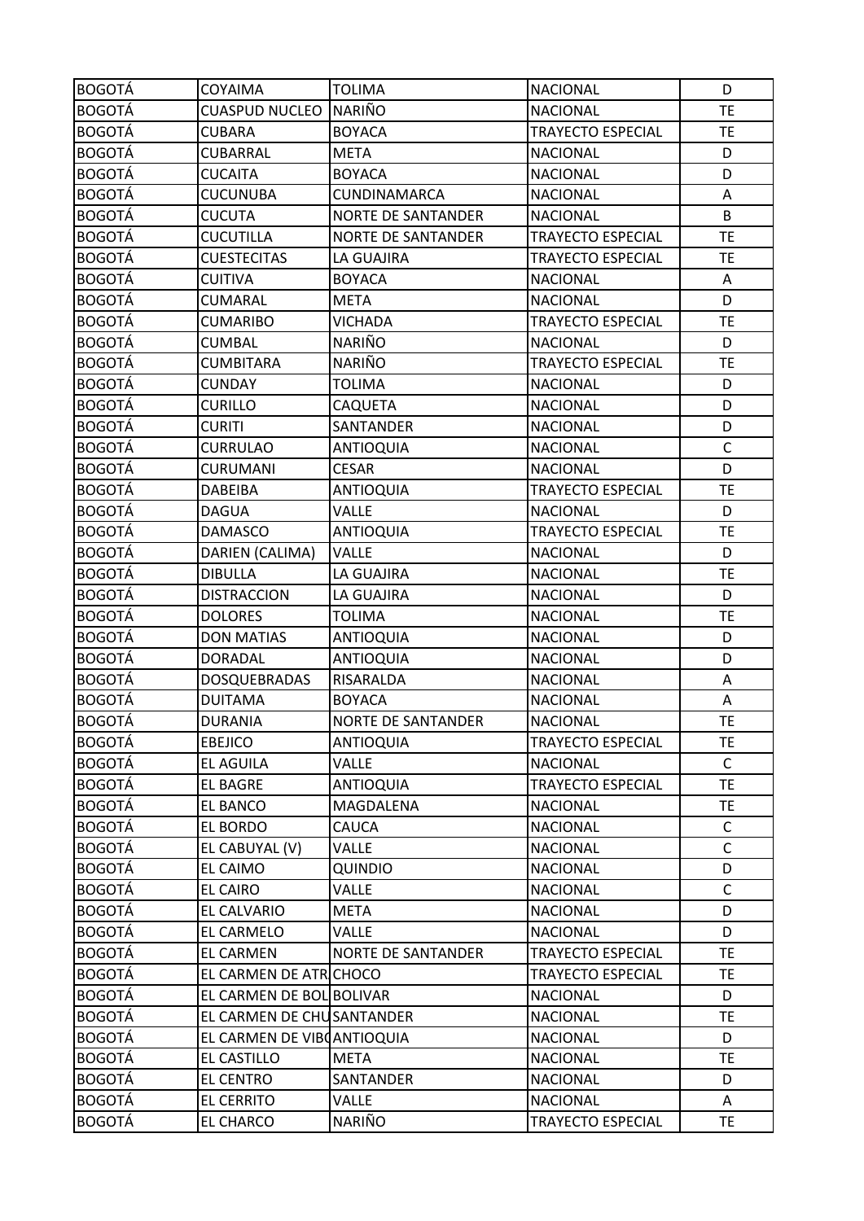| BOGOTÁ | COYAIMA | TOLIMA | NACIONAL | D |
|---|---|---|---|---|
| BOGOTÁ | CUASPUD NUCLEO | NARIÑO | NACIONAL | TE |
| BOGOTÁ | CUBARA | BOYACA | TRAYECTO ESPECIAL | TE |
| BOGOTÁ | CUBARRAL | META | NACIONAL | D |
| BOGOTÁ | CUCAITA | BOYACA | NACIONAL | D |
| BOGOTÁ | CUCUNUBA | CUNDINAMARCA | NACIONAL | A |
| BOGOTÁ | CUCUTA | NORTE DE SANTANDER | NACIONAL | B |
| BOGOTÁ | CUCUTILLA | NORTE DE SANTANDER | TRAYECTO ESPECIAL | TE |
| BOGOTÁ | CUESTECITAS | LA GUAJIRA | TRAYECTO ESPECIAL | TE |
| BOGOTÁ | CUITIVA | BOYACA | NACIONAL | A |
| BOGOTÁ | CUMARAL | META | NACIONAL | D |
| BOGOTÁ | CUMARIBO | VICHADA | TRAYECTO ESPECIAL | TE |
| BOGOTÁ | CUMBAL | NARIÑO | NACIONAL | D |
| BOGOTÁ | CUMBITARA | NARIÑO | TRAYECTO ESPECIAL | TE |
| BOGOTÁ | CUNDAY | TOLIMA | NACIONAL | D |
| BOGOTÁ | CURILLO | CAQUETA | NACIONAL | D |
| BOGOTÁ | CURITI | SANTANDER | NACIONAL | D |
| BOGOTÁ | CURRULAO | ANTIOQUIA | NACIONAL | C |
| BOGOTÁ | CURUMANI | CESAR | NACIONAL | D |
| BOGOTÁ | DABEIBA | ANTIOQUIA | TRAYECTO ESPECIAL | TE |
| BOGOTÁ | DAGUA | VALLE | NACIONAL | D |
| BOGOTÁ | DAMASCO | ANTIOQUIA | TRAYECTO ESPECIAL | TE |
| BOGOTÁ | DARIEN (CALIMA) | VALLE | NACIONAL | D |
| BOGOTÁ | DIBULLA | LA GUAJIRA | NACIONAL | TE |
| BOGOTÁ | DISTRACCION | LA GUAJIRA | NACIONAL | D |
| BOGOTÁ | DOLORES | TOLIMA | NACIONAL | TE |
| BOGOTÁ | DON MATIAS | ANTIOQUIA | NACIONAL | D |
| BOGOTÁ | DORADAL | ANTIOQUIA | NACIONAL | D |
| BOGOTÁ | DOSQUEBRADAS | RISARALDA | NACIONAL | A |
| BOGOTÁ | DUITAMA | BOYACA | NACIONAL | A |
| BOGOTÁ | DURANIA | NORTE DE SANTANDER | NACIONAL | TE |
| BOGOTÁ | EBEJICO | ANTIOQUIA | TRAYECTO ESPECIAL | TE |
| BOGOTÁ | EL AGUILA | VALLE | NACIONAL | C |
| BOGOTÁ | EL BAGRE | ANTIOQUIA | TRAYECTO ESPECIAL | TE |
| BOGOTÁ | EL BANCO | MAGDALENA | NACIONAL | TE |
| BOGOTÁ | EL BORDO | CAUCA | NACIONAL | C |
| BOGOTÁ | EL CABUYAL (V) | VALLE | NACIONAL | C |
| BOGOTÁ | EL CAIMO | QUINDIO | NACIONAL | D |
| BOGOTÁ | EL CAIRO | VALLE | NACIONAL | C |
| BOGOTÁ | EL CALVARIO | META | NACIONAL | D |
| BOGOTÁ | EL CARMELO | VALLE | NACIONAL | D |
| BOGOTÁ | EL CARMEN | NORTE DE SANTANDER | TRAYECTO ESPECIAL | TE |
| BOGOTÁ | EL CARMEN DE ATR | CHOCO | TRAYECTO ESPECIAL | TE |
| BOGOTÁ | EL CARMEN DE BOL | BOLIVAR | NACIONAL | D |
| BOGOTÁ | EL CARMEN DE CHU | SANTANDER | NACIONAL | TE |
| BOGOTÁ | EL CARMEN DE VIB | ANTIOQUIA | NACIONAL | D |
| BOGOTÁ | EL CASTILLO | META | NACIONAL | TE |
| BOGOTÁ | EL CENTRO | SANTANDER | NACIONAL | D |
| BOGOTÁ | EL CERRITO | VALLE | NACIONAL | A |
| BOGOTÁ | EL CHARCO | NARIÑO | TRAYECTO ESPECIAL | TE |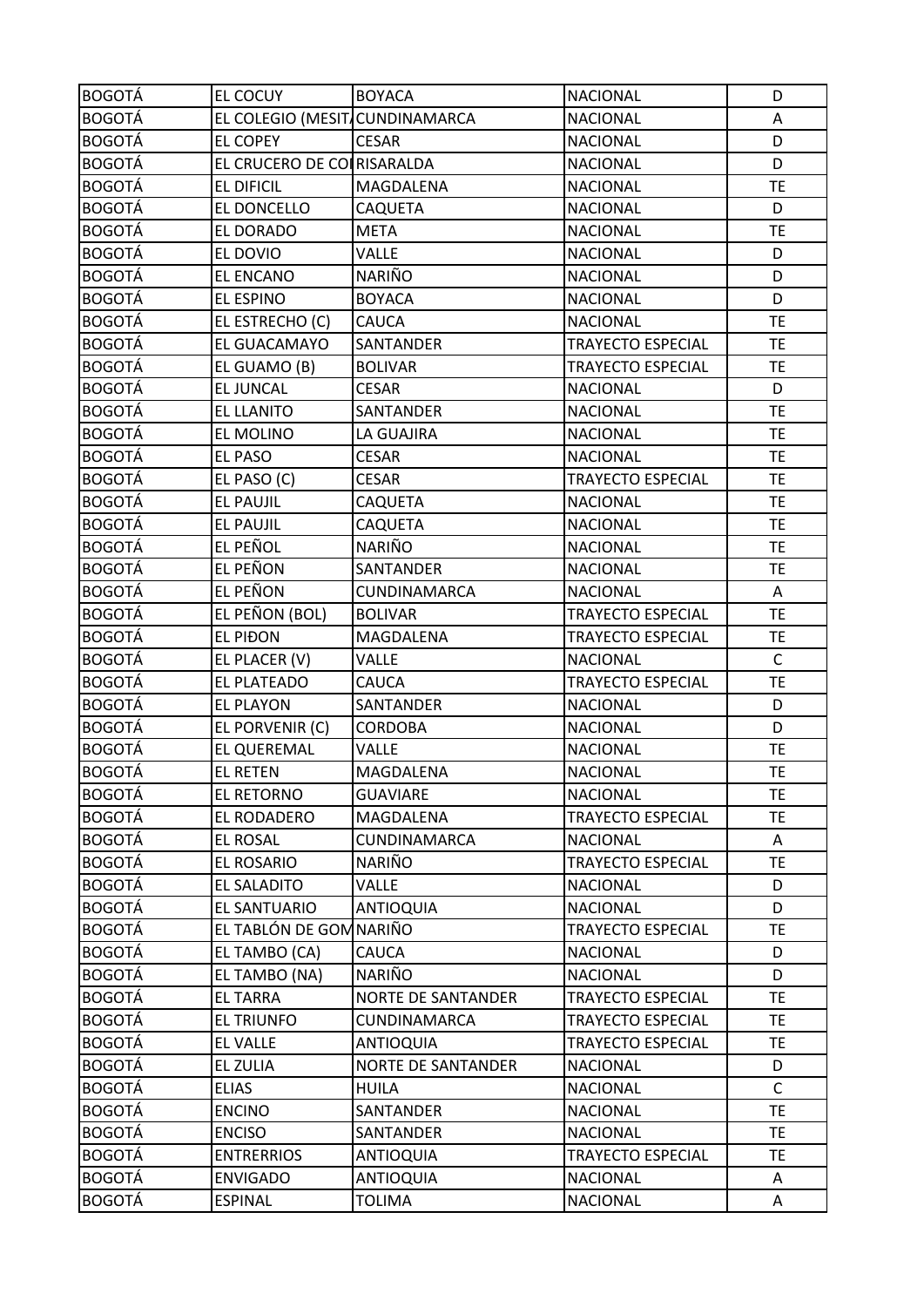| BOGOTÁ | EL COCUY | BOYACA | NACIONAL | D |
|---|---|---|---|---|
| BOGOTÁ | EL COLEGIO (MESIT/ | CUNDINAMARCA | NACIONAL | A |
| BOGOTÁ | EL COPEY | CESAR | NACIONAL | D |
| BOGOTÁ | EL CRUCERO DE CO | RISARALDA | NACIONAL | D |
| BOGOTÁ | EL DIFICIL | MAGDALENA | NACIONAL | TE |
| BOGOTÁ | EL DONCELLO | CAQUETA | NACIONAL | D |
| BOGOTÁ | EL DORADO | META | NACIONAL | TE |
| BOGOTÁ | EL DOVIO | VALLE | NACIONAL | D |
| BOGOTÁ | EL ENCANO | NARIÑO | NACIONAL | D |
| BOGOTÁ | EL ESPINO | BOYACA | NACIONAL | D |
| BOGOTÁ | EL ESTRECHO (C) | CAUCA | NACIONAL | TE |
| BOGOTÁ | EL GUACAMAYO | SANTANDER | TRAYECTO ESPECIAL | TE |
| BOGOTÁ | EL GUAMO (B) | BOLIVAR | TRAYECTO ESPECIAL | TE |
| BOGOTÁ | EL JUNCAL | CESAR | NACIONAL | D |
| BOGOTÁ | EL LLANITO | SANTANDER | NACIONAL | TE |
| BOGOTÁ | EL MOLINO | LA GUAJIRA | NACIONAL | TE |
| BOGOTÁ | EL PASO | CESAR | NACIONAL | TE |
| BOGOTÁ | EL PASO (C) | CESAR | TRAYECTO ESPECIAL | TE |
| BOGOTÁ | EL PAUJIL | CAQUETA | NACIONAL | TE |
| BOGOTÁ | EL PAUJIL | CAQUETA | NACIONAL | TE |
| BOGOTÁ | EL PEÑOL | NARIÑO | NACIONAL | TE |
| BOGOTÁ | EL PEÑON | SANTANDER | NACIONAL | TE |
| BOGOTÁ | EL PEÑON | CUNDINAMARCA | NACIONAL | A |
| BOGOTÁ | EL PEÑON (BOL) | BOLIVAR | TRAYECTO ESPECIAL | TE |
| BOGOTÁ | EL PIÐON | MAGDALENA | TRAYECTO ESPECIAL | TE |
| BOGOTÁ | EL PLACER (V) | VALLE | NACIONAL | C |
| BOGOTÁ | EL PLATEADO | CAUCA | TRAYECTO ESPECIAL | TE |
| BOGOTÁ | EL PLAYON | SANTANDER | NACIONAL | D |
| BOGOTÁ | EL PORVENIR (C) | CORDOBA | NACIONAL | D |
| BOGOTÁ | EL QUEREMAL | VALLE | NACIONAL | TE |
| BOGOTÁ | EL RETEN | MAGDALENA | NACIONAL | TE |
| BOGOTÁ | EL RETORNO | GUAVIARE | NACIONAL | TE |
| BOGOTÁ | EL RODADERO | MAGDALENA | TRAYECTO ESPECIAL | TE |
| BOGOTÁ | EL ROSAL | CUNDINAMARCA | NACIONAL | A |
| BOGOTÁ | EL ROSARIO | NARIÑO | TRAYECTO ESPECIAL | TE |
| BOGOTÁ | EL SALADITO | VALLE | NACIONAL | D |
| BOGOTÁ | EL SANTUARIO | ANTIOQUIA | NACIONAL | D |
| BOGOTÁ | EL TABLÓN DE GOM | NARIÑO | TRAYECTO ESPECIAL | TE |
| BOGOTÁ | EL TAMBO (CA) | CAUCA | NACIONAL | D |
| BOGOTÁ | EL TAMBO (NA) | NARIÑO | NACIONAL | D |
| BOGOTÁ | EL TARRA | NORTE DE SANTANDER | TRAYECTO ESPECIAL | TE |
| BOGOTÁ | EL TRIUNFO | CUNDINAMARCA | TRAYECTO ESPECIAL | TE |
| BOGOTÁ | EL VALLE | ANTIOQUIA | TRAYECTO ESPECIAL | TE |
| BOGOTÁ | EL ZULIA | NORTE DE SANTANDER | NACIONAL | D |
| BOGOTÁ | ELIAS | HUILA | NACIONAL | C |
| BOGOTÁ | ENCINO | SANTANDER | NACIONAL | TE |
| BOGOTÁ | ENCISO | SANTANDER | NACIONAL | TE |
| BOGOTÁ | ENTRERRIOS | ANTIOQUIA | TRAYECTO ESPECIAL | TE |
| BOGOTÁ | ENVIGADO | ANTIOQUIA | NACIONAL | A |
| BOGOTÁ | ESPINAL | TOLIMA | NACIONAL | A |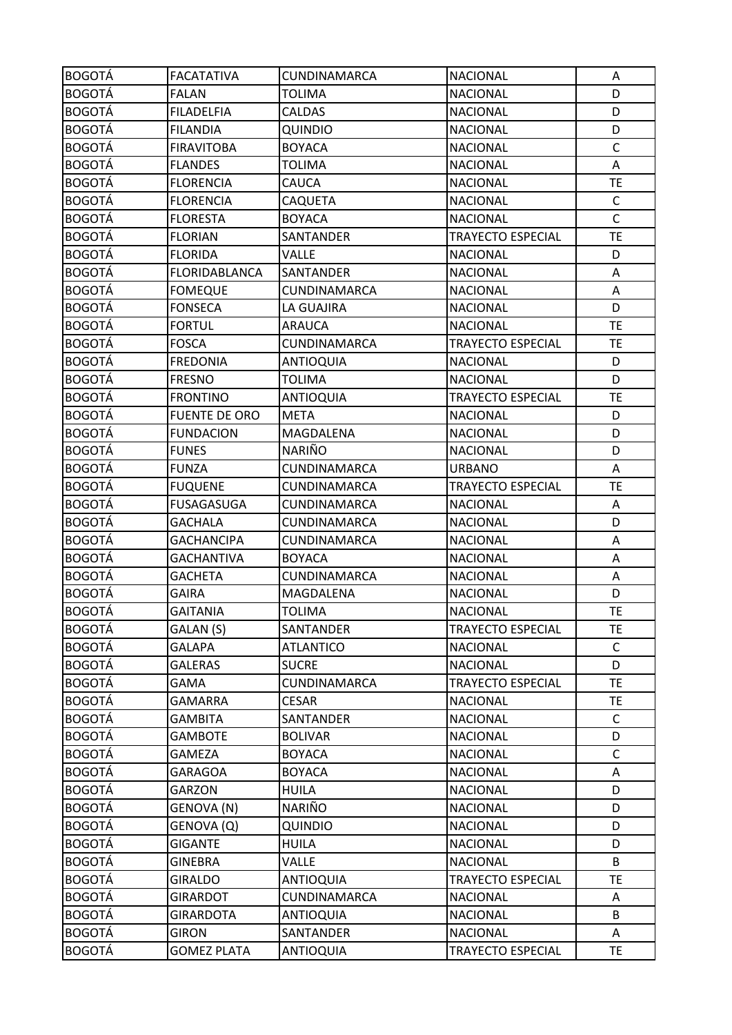| BOGOTÁ | FACATATIVA | CUNDINAMARCA | NACIONAL | A |
|---|---|---|---|---|
| BOGOTÁ | FALAN | TOLIMA | NACIONAL | D |
| BOGOTÁ | FILADELFIA | CALDAS | NACIONAL | D |
| BOGOTÁ | FILANDIA | QUINDIO | NACIONAL | D |
| BOGOTÁ | FIRAVITOBA | BOYACA | NACIONAL | C |
| BOGOTÁ | FLANDES | TOLIMA | NACIONAL | A |
| BOGOTÁ | FLORENCIA | CAUCA | NACIONAL | TE |
| BOGOTÁ | FLORENCIA | CAQUETA | NACIONAL | C |
| BOGOTÁ | FLORESTA | BOYACA | NACIONAL | C |
| BOGOTÁ | FLORIAN | SANTANDER | TRAYECTO ESPECIAL | TE |
| BOGOTÁ | FLORIDA | VALLE | NACIONAL | D |
| BOGOTÁ | FLORIDABLANCA | SANTANDER | NACIONAL | A |
| BOGOTÁ | FOMEQUE | CUNDINAMARCA | NACIONAL | A |
| BOGOTÁ | FONSECA | LA GUAJIRA | NACIONAL | D |
| BOGOTÁ | FORTUL | ARAUCA | NACIONAL | TE |
| BOGOTÁ | FOSCA | CUNDINAMARCA | TRAYECTO ESPECIAL | TE |
| BOGOTÁ | FREDONIA | ANTIOQUIA | NACIONAL | D |
| BOGOTÁ | FRESNO | TOLIMA | NACIONAL | D |
| BOGOTÁ | FRONTINO | ANTIOQUIA | TRAYECTO ESPECIAL | TE |
| BOGOTÁ | FUENTE DE ORO | META | NACIONAL | D |
| BOGOTÁ | FUNDACION | MAGDALENA | NACIONAL | D |
| BOGOTÁ | FUNES | NARIÑO | NACIONAL | D |
| BOGOTÁ | FUNZA | CUNDINAMARCA | URBANO | A |
| BOGOTÁ | FUQUENE | CUNDINAMARCA | TRAYECTO ESPECIAL | TE |
| BOGOTÁ | FUSAGASUGA | CUNDINAMARCA | NACIONAL | A |
| BOGOTÁ | GACHALA | CUNDINAMARCA | NACIONAL | D |
| BOGOTÁ | GACHANCIPA | CUNDINAMARCA | NACIONAL | A |
| BOGOTÁ | GACHANTIVA | BOYACA | NACIONAL | A |
| BOGOTÁ | GACHETA | CUNDINAMARCA | NACIONAL | A |
| BOGOTÁ | GAIRA | MAGDALENA | NACIONAL | D |
| BOGOTÁ | GAITANIA | TOLIMA | NACIONAL | TE |
| BOGOTÁ | GALAN (S) | SANTANDER | TRAYECTO ESPECIAL | TE |
| BOGOTÁ | GALAPA | ATLANTICO | NACIONAL | C |
| BOGOTÁ | GALERAS | SUCRE | NACIONAL | D |
| BOGOTÁ | GAMA | CUNDINAMARCA | TRAYECTO ESPECIAL | TE |
| BOGOTÁ | GAMARRA | CESAR | NACIONAL | TE |
| BOGOTÁ | GAMBITA | SANTANDER | NACIONAL | C |
| BOGOTÁ | GAMBOTE | BOLIVAR | NACIONAL | D |
| BOGOTÁ | GAMEZA | BOYACA | NACIONAL | C |
| BOGOTÁ | GARAGOA | BOYACA | NACIONAL | A |
| BOGOTÁ | GARZON | HUILA | NACIONAL | D |
| BOGOTÁ | GENOVA (N) | NARIÑO | NACIONAL | D |
| BOGOTÁ | GENOVA (Q) | QUINDIO | NACIONAL | D |
| BOGOTÁ | GIGANTE | HUILA | NACIONAL | D |
| BOGOTÁ | GINEBRA | VALLE | NACIONAL | B |
| BOGOTÁ | GIRALDO | ANTIOQUIA | TRAYECTO ESPECIAL | TE |
| BOGOTÁ | GIRARDOT | CUNDINAMARCA | NACIONAL | A |
| BOGOTÁ | GIRARDOTA | ANTIOQUIA | NACIONAL | B |
| BOGOTÁ | GIRON | SANTANDER | NACIONAL | A |
| BOGOTÁ | GOMEZ PLATA | ANTIOQUIA | TRAYECTO ESPECIAL | TE |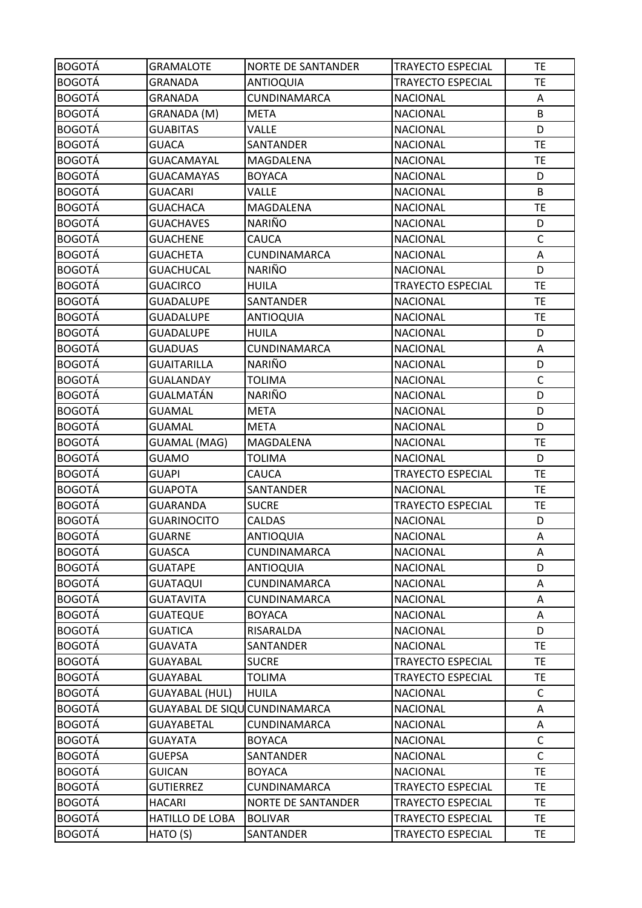| BOGOTÁ | GRAMALOTE | NORTE DE SANTANDER | TRAYECTO ESPECIAL | TE |
|---|---|---|---|---|
| BOGOTÁ | GRANADA | ANTIOQUIA | TRAYECTO ESPECIAL | TE |
| BOGOTÁ | GRANADA | CUNDINAMARCA | NACIONAL | A |
| BOGOTÁ | GRANADA (M) | META | NACIONAL | B |
| BOGOTÁ | GUABITAS | VALLE | NACIONAL | D |
| BOGOTÁ | GUACA | SANTANDER | NACIONAL | TE |
| BOGOTÁ | GUACAMAYAL | MAGDALENA | NACIONAL | TE |
| BOGOTÁ | GUACAMAYAS | BOYACA | NACIONAL | D |
| BOGOTÁ | GUACARI | VALLE | NACIONAL | B |
| BOGOTÁ | GUACHACA | MAGDALENA | NACIONAL | TE |
| BOGOTÁ | GUACHAVES | NARIÑO | NACIONAL | D |
| BOGOTÁ | GUACHENE | CAUCA | NACIONAL | C |
| BOGOTÁ | GUACHETA | CUNDINAMARCA | NACIONAL | A |
| BOGOTÁ | GUACHUCAL | NARIÑO | NACIONAL | D |
| BOGOTÁ | GUACIRCO | HUILA | TRAYECTO ESPECIAL | TE |
| BOGOTÁ | GUADALUPE | SANTANDER | NACIONAL | TE |
| BOGOTÁ | GUADALUPE | ANTIOQUIA | NACIONAL | TE |
| BOGOTÁ | GUADALUPE | HUILA | NACIONAL | D |
| BOGOTÁ | GUADUAS | CUNDINAMARCA | NACIONAL | A |
| BOGOTÁ | GUAITARILLA | NARIÑO | NACIONAL | D |
| BOGOTÁ | GUALANDAY | TOLIMA | NACIONAL | C |
| BOGOTÁ | GUALMATÁN | NARIÑO | NACIONAL | D |
| BOGOTÁ | GUAMAL | META | NACIONAL | D |
| BOGOTÁ | GUAMAL | META | NACIONAL | D |
| BOGOTÁ | GUAMAL (MAG) | MAGDALENA | NACIONAL | TE |
| BOGOTÁ | GUAMO | TOLIMA | NACIONAL | D |
| BOGOTÁ | GUAPI | CAUCA | TRAYECTO ESPECIAL | TE |
| BOGOTÁ | GUAPOTA | SANTANDER | NACIONAL | TE |
| BOGOTÁ | GUARANDA | SUCRE | TRAYECTO ESPECIAL | TE |
| BOGOTÁ | GUARINOCITO | CALDAS | NACIONAL | D |
| BOGOTÁ | GUARNE | ANTIOQUIA | NACIONAL | A |
| BOGOTÁ | GUASCA | CUNDINAMARCA | NACIONAL | A |
| BOGOTÁ | GUATAPE | ANTIOQUIA | NACIONAL | D |
| BOGOTÁ | GUATAQUI | CUNDINAMARCA | NACIONAL | A |
| BOGOTÁ | GUATAVITA | CUNDINAMARCA | NACIONAL | A |
| BOGOTÁ | GUATEQUE | BOYACA | NACIONAL | A |
| BOGOTÁ | GUATICA | RISARALDA | NACIONAL | D |
| BOGOTÁ | GUAVATA | SANTANDER | NACIONAL | TE |
| BOGOTÁ | GUAYABAL | SUCRE | TRAYECTO ESPECIAL | TE |
| BOGOTÁ | GUAYABAL | TOLIMA | TRAYECTO ESPECIAL | TE |
| BOGOTÁ | GUAYABAL (HUL) | HUILA | NACIONAL | C |
| BOGOTÁ | GUAYABAL DE SIQU | CUNDINAMARCA | NACIONAL | A |
| BOGOTÁ | GUAYABETAL | CUNDINAMARCA | NACIONAL | A |
| BOGOTÁ | GUAYATA | BOYACA | NACIONAL | C |
| BOGOTÁ | GUEPSA | SANTANDER | NACIONAL | C |
| BOGOTÁ | GUICAN | BOYACA | NACIONAL | TE |
| BOGOTÁ | GUTIERREZ | CUNDINAMARCA | TRAYECTO ESPECIAL | TE |
| BOGOTÁ | HACARI | NORTE DE SANTANDER | TRAYECTO ESPECIAL | TE |
| BOGOTÁ | HATILLO DE LOBA | BOLIVAR | TRAYECTO ESPECIAL | TE |
| BOGOTÁ | HATO (S) | SANTANDER | TRAYECTO ESPECIAL | TE |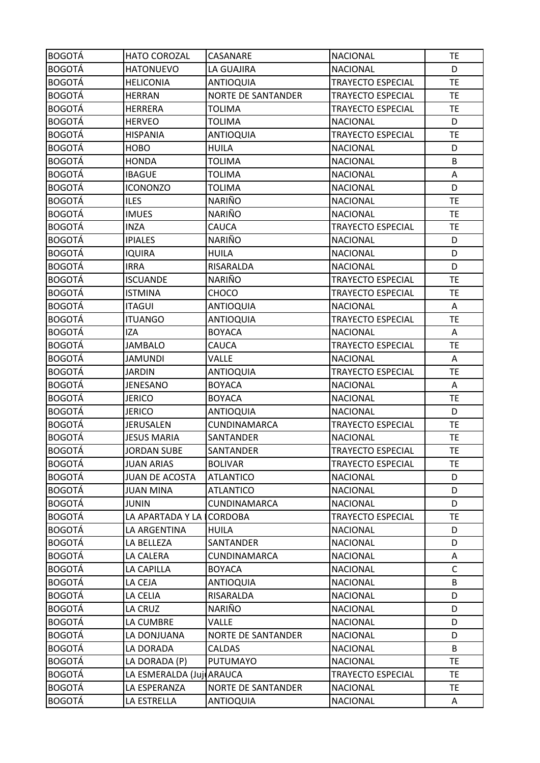| BOGOTÁ | HATO COROZAL | CASANARE | NACIONAL | TE |
|---|---|---|---|---|
| BOGOTÁ | HATONUEVO | LA GUAJIRA | NACIONAL | D |
| BOGOTÁ | HELICONIA | ANTIOQUIA | TRAYECTO ESPECIAL | TE |
| BOGOTÁ | HERRAN | NORTE DE SANTANDER | TRAYECTO ESPECIAL | TE |
| BOGOTÁ | HERRERA | TOLIMA | TRAYECTO ESPECIAL | TE |
| BOGOTÁ | HERVEO | TOLIMA | NACIONAL | D |
| BOGOTÁ | HISPANIA | ANTIOQUIA | TRAYECTO ESPECIAL | TE |
| BOGOTÁ | HOBO | HUILA | NACIONAL | D |
| BOGOTÁ | HONDA | TOLIMA | NACIONAL | B |
| BOGOTÁ | IBAGUE | TOLIMA | NACIONAL | A |
| BOGOTÁ | ICONONZO | TOLIMA | NACIONAL | D |
| BOGOTÁ | ILES | NARIÑO | NACIONAL | TE |
| BOGOTÁ | IMUES | NARIÑO | NACIONAL | TE |
| BOGOTÁ | INZA | CAUCA | TRAYECTO ESPECIAL | TE |
| BOGOTÁ | IPIALES | NARIÑO | NACIONAL | D |
| BOGOTÁ | IQUIRA | HUILA | NACIONAL | D |
| BOGOTÁ | IRRA | RISARALDA | NACIONAL | D |
| BOGOTÁ | ISCUANDE | NARIÑO | TRAYECTO ESPECIAL | TE |
| BOGOTÁ | ISTMINA | CHOCO | TRAYECTO ESPECIAL | TE |
| BOGOTÁ | ITAGUI | ANTIOQUIA | NACIONAL | A |
| BOGOTÁ | ITUANGO | ANTIOQUIA | TRAYECTO ESPECIAL | TE |
| BOGOTÁ | IZA | BOYACA | NACIONAL | A |
| BOGOTÁ | JAMBALO | CAUCA | TRAYECTO ESPECIAL | TE |
| BOGOTÁ | JAMUNDI | VALLE | NACIONAL | A |
| BOGOTÁ | JARDIN | ANTIOQUIA | TRAYECTO ESPECIAL | TE |
| BOGOTÁ | JENESANO | BOYACA | NACIONAL | A |
| BOGOTÁ | JERICO | BOYACA | NACIONAL | TE |
| BOGOTÁ | JERICO | ANTIOQUIA | NACIONAL | D |
| BOGOTÁ | JERUSALEN | CUNDINAMARCA | TRAYECTO ESPECIAL | TE |
| BOGOTÁ | JESUS MARIA | SANTANDER | NACIONAL | TE |
| BOGOTÁ | JORDAN SUBE | SANTANDER | TRAYECTO ESPECIAL | TE |
| BOGOTÁ | JUAN ARIAS | BOLIVAR | TRAYECTO ESPECIAL | TE |
| BOGOTÁ | JUAN DE ACOSTA | ATLANTICO | NACIONAL | D |
| BOGOTÁ | JUAN MINA | ATLANTICO | NACIONAL | D |
| BOGOTÁ | JUNIN | CUNDINAMARCA | NACIONAL | D |
| BOGOTÁ | LA APARTADA Y LA | CORDOBA | TRAYECTO ESPECIAL | TE |
| BOGOTÁ | LA ARGENTINA | HUILA | NACIONAL | D |
| BOGOTÁ | LA BELLEZA | SANTANDER | NACIONAL | D |
| BOGOTÁ | LA CALERA | CUNDINAMARCA | NACIONAL | A |
| BOGOTÁ | LA CAPILLA | BOYACA | NACIONAL | C |
| BOGOTÁ | LA CEJA | ANTIOQUIA | NACIONAL | B |
| BOGOTÁ | LA CELIA | RISARALDA | NACIONAL | D |
| BOGOTÁ | LA CRUZ | NARIÑO | NACIONAL | D |
| BOGOTÁ | LA CUMBRE | VALLE | NACIONAL | D |
| BOGOTÁ | LA DONJUANA | NORTE DE SANTANDER | NACIONAL | D |
| BOGOTÁ | LA DORADA | CALDAS | NACIONAL | B |
| BOGOTÁ | LA DORADA (P) | PUTUMAYO | NACIONAL | TE |
| BOGOTÁ | LA ESMERALDA (Juj | ARAUCA | TRAYECTO ESPECIAL | TE |
| BOGOTÁ | LA ESPERANZA | NORTE DE SANTANDER | NACIONAL | TE |
| BOGOTÁ | LA ESTRELLA | ANTIOQUIA | NACIONAL | A |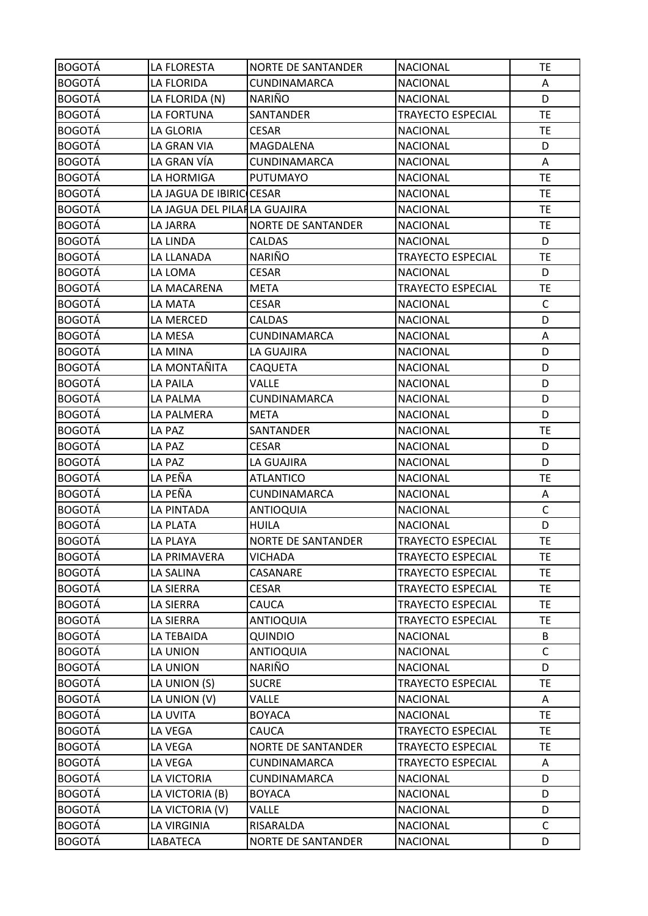| BOGOTÁ | LA FLORESTA | NORTE DE SANTANDER | NACIONAL | TE |
|---|---|---|---|---|
| BOGOTÁ | LA FLORIDA | CUNDINAMARCA | NACIONAL | A |
| BOGOTÁ | LA FLORIDA (N) | NARIÑO | NACIONAL | D |
| BOGOTÁ | LA FORTUNA | SANTANDER | TRAYECTO ESPECIAL | TE |
| BOGOTÁ | LA GLORIA | CESAR | NACIONAL | TE |
| BOGOTÁ | LA GRAN VIA | MAGDALENA | NACIONAL | D |
| BOGOTÁ | LA GRAN VÍA | CUNDINAMARCA | NACIONAL | A |
| BOGOTÁ | LA HORMIGA | PUTUMAYO | NACIONAL | TE |
| BOGOTÁ | LA JAGUA DE IBIRIC | CESAR | NACIONAL | TE |
| BOGOTÁ | LA JAGUA DEL PILAR | LA GUAJIRA | NACIONAL | TE |
| BOGOTÁ | LA JARRA | NORTE DE SANTANDER | NACIONAL | TE |
| BOGOTÁ | LA LINDA | CALDAS | NACIONAL | D |
| BOGOTÁ | LA LLANADA | NARIÑO | TRAYECTO ESPECIAL | TE |
| BOGOTÁ | LA LOMA | CESAR | NACIONAL | D |
| BOGOTÁ | LA MACARENA | META | TRAYECTO ESPECIAL | TE |
| BOGOTÁ | LA MATA | CESAR | NACIONAL | C |
| BOGOTÁ | LA MERCED | CALDAS | NACIONAL | D |
| BOGOTÁ | LA MESA | CUNDINAMARCA | NACIONAL | A |
| BOGOTÁ | LA MINA | LA GUAJIRA | NACIONAL | D |
| BOGOTÁ | LA MONTAÑITA | CAQUETA | NACIONAL | D |
| BOGOTÁ | LA PAILA | VALLE | NACIONAL | D |
| BOGOTÁ | LA PALMA | CUNDINAMARCA | NACIONAL | D |
| BOGOTÁ | LA PALMERA | META | NACIONAL | D |
| BOGOTÁ | LA PAZ | SANTANDER | NACIONAL | TE |
| BOGOTÁ | LA PAZ | CESAR | NACIONAL | D |
| BOGOTÁ | LA PAZ | LA GUAJIRA | NACIONAL | D |
| BOGOTÁ | LA PEÑA | ATLANTICO | NACIONAL | TE |
| BOGOTÁ | LA PEÑA | CUNDINAMARCA | NACIONAL | A |
| BOGOTÁ | LA PINTADA | ANTIOQUIA | NACIONAL | C |
| BOGOTÁ | LA PLATA | HUILA | NACIONAL | D |
| BOGOTÁ | LA PLAYA | NORTE DE SANTANDER | TRAYECTO ESPECIAL | TE |
| BOGOTÁ | LA PRIMAVERA | VICHADA | TRAYECTO ESPECIAL | TE |
| BOGOTÁ | LA SALINA | CASANARE | TRAYECTO ESPECIAL | TE |
| BOGOTÁ | LA SIERRA | CESAR | TRAYECTO ESPECIAL | TE |
| BOGOTÁ | LA SIERRA | CAUCA | TRAYECTO ESPECIAL | TE |
| BOGOTÁ | LA SIERRA | ANTIOQUIA | TRAYECTO ESPECIAL | TE |
| BOGOTÁ | LA TEBAIDA | QUINDIO | NACIONAL | B |
| BOGOTÁ | LA UNION | ANTIOQUIA | NACIONAL | C |
| BOGOTÁ | LA UNION | NARIÑO | NACIONAL | D |
| BOGOTÁ | LA UNION (S) | SUCRE | TRAYECTO ESPECIAL | TE |
| BOGOTÁ | LA UNION (V) | VALLE | NACIONAL | A |
| BOGOTÁ | LA UVITA | BOYACA | NACIONAL | TE |
| BOGOTÁ | LA VEGA | CAUCA | TRAYECTO ESPECIAL | TE |
| BOGOTÁ | LA VEGA | NORTE DE SANTANDER | TRAYECTO ESPECIAL | TE |
| BOGOTÁ | LA VEGA | CUNDINAMARCA | TRAYECTO ESPECIAL | A |
| BOGOTÁ | LA VICTORIA | CUNDINAMARCA | NACIONAL | D |
| BOGOTÁ | LA VICTORIA (B) | BOYACA | NACIONAL | D |
| BOGOTÁ | LA VICTORIA (V) | VALLE | NACIONAL | D |
| BOGOTÁ | LA VIRGINIA | RISARALDA | NACIONAL | C |
| BOGOTÁ | LABATECA | NORTE DE SANTANDER | NACIONAL | D |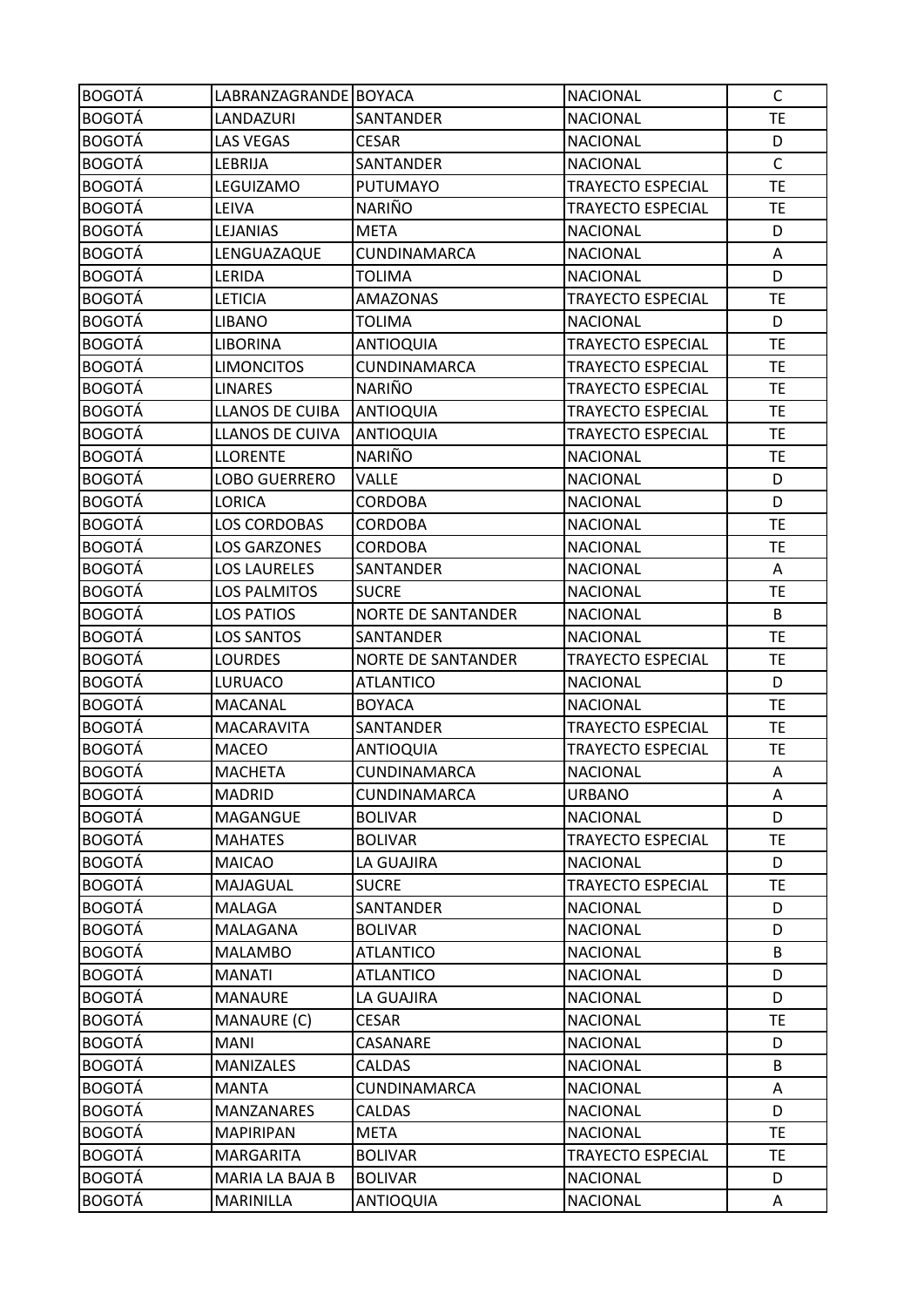| BOGOTÁ | LABRANZAGRANDE | BOYACA | NACIONAL | C |
|---|---|---|---|---|
| BOGOTÁ | LANDAZURI | SANTANDER | NACIONAL | TE |
| BOGOTÁ | LAS VEGAS | CESAR | NACIONAL | D |
| BOGOTÁ | LEBRIJA | SANTANDER | NACIONAL | C |
| BOGOTÁ | LEGUIZAMO | PUTUMAYO | TRAYECTO ESPECIAL | TE |
| BOGOTÁ | LEIVA | NARIÑO | TRAYECTO ESPECIAL | TE |
| BOGOTÁ | LEJANIAS | META | NACIONAL | D |
| BOGOTÁ | LENGUAZAQUE | CUNDINAMARCA | NACIONAL | A |
| BOGOTÁ | LERIDA | TOLIMA | NACIONAL | D |
| BOGOTÁ | LETICIA | AMAZONAS | TRAYECTO ESPECIAL | TE |
| BOGOTÁ | LIBANO | TOLIMA | NACIONAL | D |
| BOGOTÁ | LIBORINA | ANTIOQUIA | TRAYECTO ESPECIAL | TE |
| BOGOTÁ | LIMONCITOS | CUNDINAMARCA | TRAYECTO ESPECIAL | TE |
| BOGOTÁ | LINARES | NARIÑO | TRAYECTO ESPECIAL | TE |
| BOGOTÁ | LLANOS DE CUIBA | ANTIOQUIA | TRAYECTO ESPECIAL | TE |
| BOGOTÁ | LLANOS DE CUIVA | ANTIOQUIA | TRAYECTO ESPECIAL | TE |
| BOGOTÁ | LLORENTE | NARIÑO | NACIONAL | TE |
| BOGOTÁ | LOBO GUERRERO | VALLE | NACIONAL | D |
| BOGOTÁ | LORICA | CORDOBA | NACIONAL | D |
| BOGOTÁ | LOS CORDOBAS | CORDOBA | NACIONAL | TE |
| BOGOTÁ | LOS GARZONES | CORDOBA | NACIONAL | TE |
| BOGOTÁ | LOS LAURELES | SANTANDER | NACIONAL | A |
| BOGOTÁ | LOS PALMITOS | SUCRE | NACIONAL | TE |
| BOGOTÁ | LOS PATIOS | NORTE DE SANTANDER | NACIONAL | B |
| BOGOTÁ | LOS SANTOS | SANTANDER | NACIONAL | TE |
| BOGOTÁ | LOURDES | NORTE DE SANTANDER | TRAYECTO ESPECIAL | TE |
| BOGOTÁ | LURUACO | ATLANTICO | NACIONAL | D |
| BOGOTÁ | MACANAL | BOYACA | NACIONAL | TE |
| BOGOTÁ | MACARAVITA | SANTANDER | TRAYECTO ESPECIAL | TE |
| BOGOTÁ | MACEO | ANTIOQUIA | TRAYECTO ESPECIAL | TE |
| BOGOTÁ | MACHETA | CUNDINAMARCA | NACIONAL | A |
| BOGOTÁ | MADRID | CUNDINAMARCA | URBANO | A |
| BOGOTÁ | MAGANGUE | BOLIVAR | NACIONAL | D |
| BOGOTÁ | MAHATES | BOLIVAR | TRAYECTO ESPECIAL | TE |
| BOGOTÁ | MAICAO | LA GUAJIRA | NACIONAL | D |
| BOGOTÁ | MAJAGUAL | SUCRE | TRAYECTO ESPECIAL | TE |
| BOGOTÁ | MALAGA | SANTANDER | NACIONAL | D |
| BOGOTÁ | MALAGANA | BOLIVAR | NACIONAL | D |
| BOGOTÁ | MALAMBO | ATLANTICO | NACIONAL | B |
| BOGOTÁ | MANATI | ATLANTICO | NACIONAL | D |
| BOGOTÁ | MANAURE | LA GUAJIRA | NACIONAL | D |
| BOGOTÁ | MANAURE (C) | CESAR | NACIONAL | TE |
| BOGOTÁ | MANI | CASANARE | NACIONAL | D |
| BOGOTÁ | MANIZALES | CALDAS | NACIONAL | B |
| BOGOTÁ | MANTA | CUNDINAMARCA | NACIONAL | A |
| BOGOTÁ | MANZANARES | CALDAS | NACIONAL | D |
| BOGOTÁ | MAPIRIPAN | META | NACIONAL | TE |
| BOGOTÁ | MARGARITA | BOLIVAR | TRAYECTO ESPECIAL | TE |
| BOGOTÁ | MARIA LA BAJA B | BOLIVAR | NACIONAL | D |
| BOGOTÁ | MARINILLA | ANTIOQUIA | NACIONAL | A |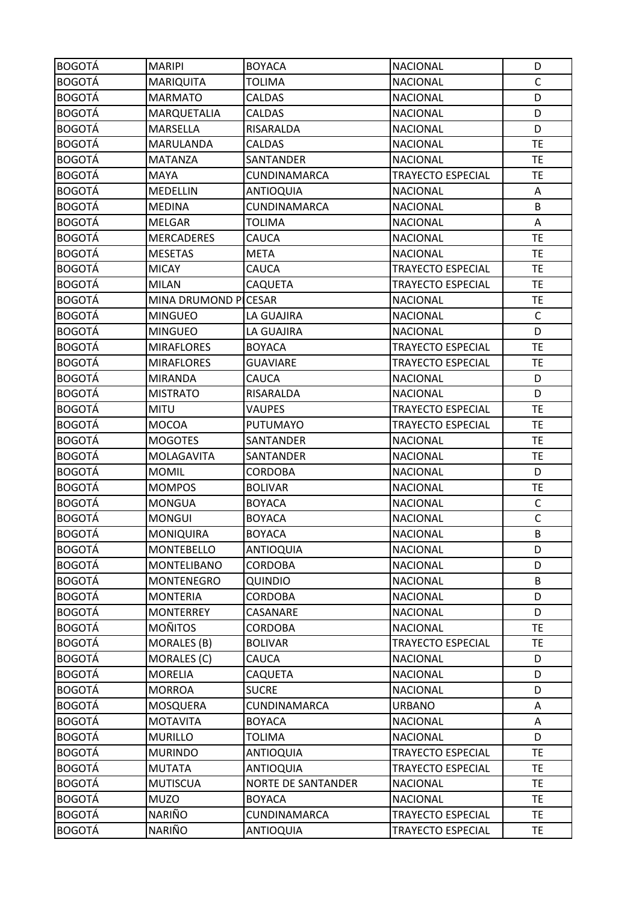| BOGOTÁ | MARIPI | BOYACA | NACIONAL | D |
|---|---|---|---|---|
| BOGOTÁ | MARIQUITA | TOLIMA | NACIONAL | C |
| BOGOTÁ | MARMATO | CALDAS | NACIONAL | D |
| BOGOTÁ | MARQUETALIA | CALDAS | NACIONAL | D |
| BOGOTÁ | MARSELLA | RISARALDA | NACIONAL | D |
| BOGOTÁ | MARULANDA | CALDAS | NACIONAL | TE |
| BOGOTÁ | MATANZA | SANTANDER | NACIONAL | TE |
| BOGOTÁ | MAYA | CUNDINAMARCA | TRAYECTO ESPECIAL | TE |
| BOGOTÁ | MEDELLIN | ANTIOQUIA | NACIONAL | A |
| BOGOTÁ | MEDINA | CUNDINAMARCA | NACIONAL | B |
| BOGOTÁ | MELGAR | TOLIMA | NACIONAL | A |
| BOGOTÁ | MERCADERES | CAUCA | NACIONAL | TE |
| BOGOTÁ | MESETAS | META | NACIONAL | TE |
| BOGOTÁ | MICAY | CAUCA | TRAYECTO ESPECIAL | TE |
| BOGOTÁ | MILAN | CAQUETA | TRAYECTO ESPECIAL | TE |
| BOGOTÁ | MINA DRUMOND P | CESAR | NACIONAL | TE |
| BOGOTÁ | MINGUEO | LA GUAJIRA | NACIONAL | C |
| BOGOTÁ | MINGUEO | LA GUAJIRA | NACIONAL | D |
| BOGOTÁ | MIRAFLORES | BOYACA | TRAYECTO ESPECIAL | TE |
| BOGOTÁ | MIRAFLORES | GUAVIARE | TRAYECTO ESPECIAL | TE |
| BOGOTÁ | MIRANDA | CAUCA | NACIONAL | D |
| BOGOTÁ | MISTRATO | RISARALDA | NACIONAL | D |
| BOGOTÁ | MITU | VAUPES | TRAYECTO ESPECIAL | TE |
| BOGOTÁ | MOCOA | PUTUMAYO | TRAYECTO ESPECIAL | TE |
| BOGOTÁ | MOGOTES | SANTANDER | NACIONAL | TE |
| BOGOTÁ | MOLAGAVITA | SANTANDER | NACIONAL | TE |
| BOGOTÁ | MOMIL | CORDOBA | NACIONAL | D |
| BOGOTÁ | MOMPOS | BOLIVAR | NACIONAL | TE |
| BOGOTÁ | MONGUA | BOYACA | NACIONAL | C |
| BOGOTÁ | MONGUI | BOYACA | NACIONAL | C |
| BOGOTÁ | MONIQUIRA | BOYACA | NACIONAL | B |
| BOGOTÁ | MONTEBELLO | ANTIOQUIA | NACIONAL | D |
| BOGOTÁ | MONTELIBANO | CORDOBA | NACIONAL | D |
| BOGOTÁ | MONTENEGRO | QUINDIO | NACIONAL | B |
| BOGOTÁ | MONTERIA | CORDOBA | NACIONAL | D |
| BOGOTÁ | MONTERREY | CASANARE | NACIONAL | D |
| BOGOTÁ | MOÑITOS | CORDOBA | NACIONAL | TE |
| BOGOTÁ | MORALES (B) | BOLIVAR | TRAYECTO ESPECIAL | TE |
| BOGOTÁ | MORALES (C) | CAUCA | NACIONAL | D |
| BOGOTÁ | MORELIA | CAQUETA | NACIONAL | D |
| BOGOTÁ | MORROA | SUCRE | NACIONAL | D |
| BOGOTÁ | MOSQUERA | CUNDINAMARCA | URBANO | A |
| BOGOTÁ | MOTAVITA | BOYACA | NACIONAL | A |
| BOGOTÁ | MURILLO | TOLIMA | NACIONAL | D |
| BOGOTÁ | MURINDO | ANTIOQUIA | TRAYECTO ESPECIAL | TE |
| BOGOTÁ | MUTATA | ANTIOQUIA | TRAYECTO ESPECIAL | TE |
| BOGOTÁ | MUTISCUA | NORTE DE SANTANDER | NACIONAL | TE |
| BOGOTÁ | MUZO | BOYACA | NACIONAL | TE |
| BOGOTÁ | NARIÑO | CUNDINAMARCA | TRAYECTO ESPECIAL | TE |
| BOGOTÁ | NARIÑO | ANTIOQUIA | TRAYECTO ESPECIAL | TE |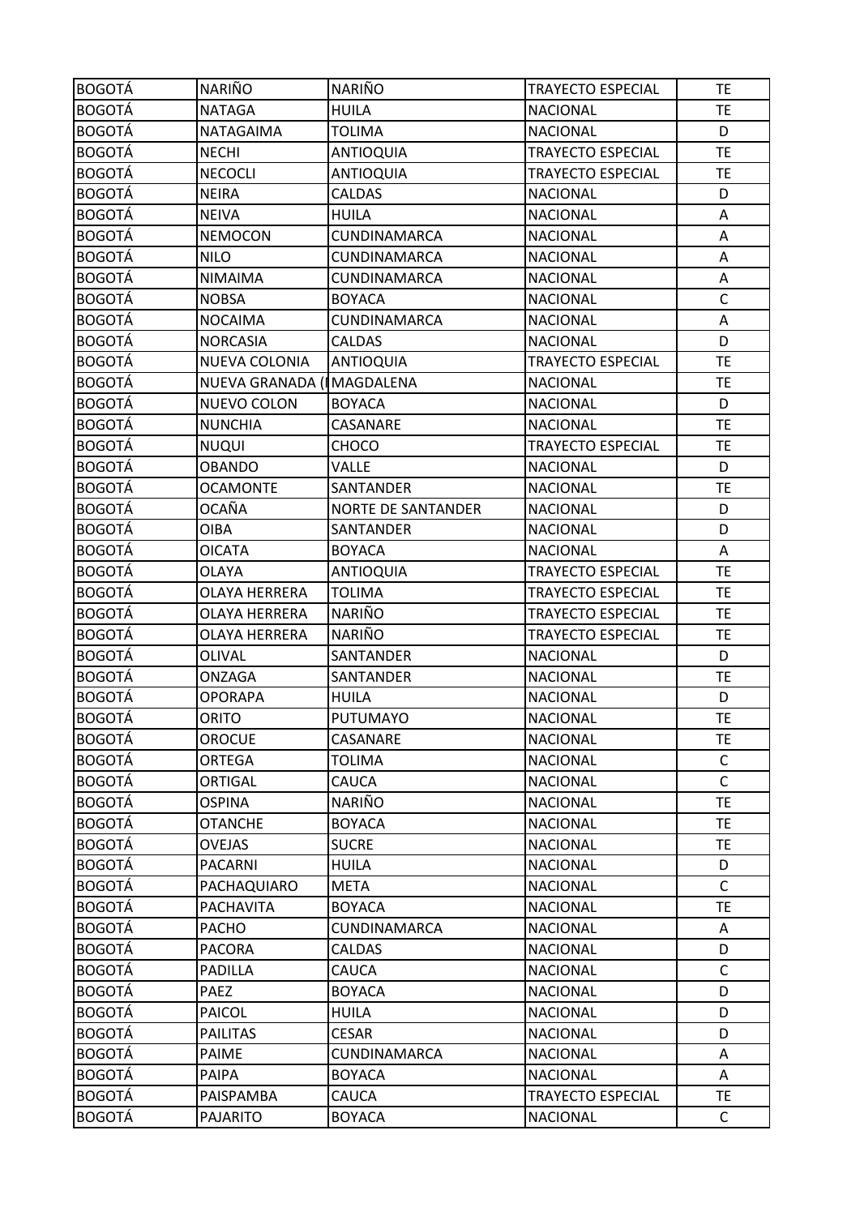| BOGOTÁ | NARIÑO | NARIÑO | TRAYECTO ESPECIAL | TE |
|---|---|---|---|---|
| BOGOTÁ | NATAGA | HUILA | NACIONAL | TE |
| BOGOTÁ | NATAGAIMA | TOLIMA | NACIONAL | D |
| BOGOTÁ | NECHI | ANTIOQUIA | TRAYECTO ESPECIAL | TE |
| BOGOTÁ | NECOCLI | ANTIOQUIA | TRAYECTO ESPECIAL | TE |
| BOGOTÁ | NEIRA | CALDAS | NACIONAL | D |
| BOGOTÁ | NEIVA | HUILA | NACIONAL | A |
| BOGOTÁ | NEMOCON | CUNDINAMARCA | NACIONAL | A |
| BOGOTÁ | NILO | CUNDINAMARCA | NACIONAL | A |
| BOGOTÁ | NIMAIMA | CUNDINAMARCA | NACIONAL | A |
| BOGOTÁ | NOBSA | BOYACA | NACIONAL | C |
| BOGOTÁ | NOCAIMA | CUNDINAMARCA | NACIONAL | A |
| BOGOTÁ | NORCASIA | CALDAS | NACIONAL | D |
| BOGOTÁ | NUEVA COLONIA | ANTIOQUIA | TRAYECTO ESPECIAL | TE |
| BOGOTÁ | NUEVA GRANADA (I | MAGDALENA | NACIONAL | TE |
| BOGOTÁ | NUEVO COLON | BOYACA | NACIONAL | D |
| BOGOTÁ | NUNCHIA | CASANARE | NACIONAL | TE |
| BOGOTÁ | NUQUI | CHOCO | TRAYECTO ESPECIAL | TE |
| BOGOTÁ | OBANDO | VALLE | NACIONAL | D |
| BOGOTÁ | OCAMONTE | SANTANDER | NACIONAL | TE |
| BOGOTÁ | OCAÑA | NORTE DE SANTANDER | NACIONAL | D |
| BOGOTÁ | OIBA | SANTANDER | NACIONAL | D |
| BOGOTÁ | OICATA | BOYACA | NACIONAL | A |
| BOGOTÁ | OLAYA | ANTIOQUIA | TRAYECTO ESPECIAL | TE |
| BOGOTÁ | OLAYA HERRERA | TOLIMA | TRAYECTO ESPECIAL | TE |
| BOGOTÁ | OLAYA HERRERA | NARIÑO | TRAYECTO ESPECIAL | TE |
| BOGOTÁ | OLAYA HERRERA | NARIÑO | TRAYECTO ESPECIAL | TE |
| BOGOTÁ | OLIVAL | SANTANDER | NACIONAL | D |
| BOGOTÁ | ONZAGA | SANTANDER | NACIONAL | TE |
| BOGOTÁ | OPORAPA | HUILA | NACIONAL | D |
| BOGOTÁ | ORITO | PUTUMAYO | NACIONAL | TE |
| BOGOTÁ | OROCUE | CASANARE | NACIONAL | TE |
| BOGOTÁ | ORTEGA | TOLIMA | NACIONAL | C |
| BOGOTÁ | ORTIGAL | CAUCA | NACIONAL | C |
| BOGOTÁ | OSPINA | NARIÑO | NACIONAL | TE |
| BOGOTÁ | OTANCHE | BOYACA | NACIONAL | TE |
| BOGOTÁ | OVEJAS | SUCRE | NACIONAL | TE |
| BOGOTÁ | PACARNI | HUILA | NACIONAL | D |
| BOGOTÁ | PACHAQUIARO | META | NACIONAL | C |
| BOGOTÁ | PACHAVITA | BOYACA | NACIONAL | TE |
| BOGOTÁ | PACHO | CUNDINAMARCA | NACIONAL | A |
| BOGOTÁ | PACORA | CALDAS | NACIONAL | D |
| BOGOTÁ | PADILLA | CAUCA | NACIONAL | C |
| BOGOTÁ | PAEZ | BOYACA | NACIONAL | D |
| BOGOTÁ | PAICOL | HUILA | NACIONAL | D |
| BOGOTÁ | PAILITAS | CESAR | NACIONAL | D |
| BOGOTÁ | PAIME | CUNDINAMARCA | NACIONAL | A |
| BOGOTÁ | PAIPA | BOYACA | NACIONAL | A |
| BOGOTÁ | PAISPAMBA | CAUCA | TRAYECTO ESPECIAL | TE |
| BOGOTÁ | PAJARITO | BOYACA | NACIONAL | C |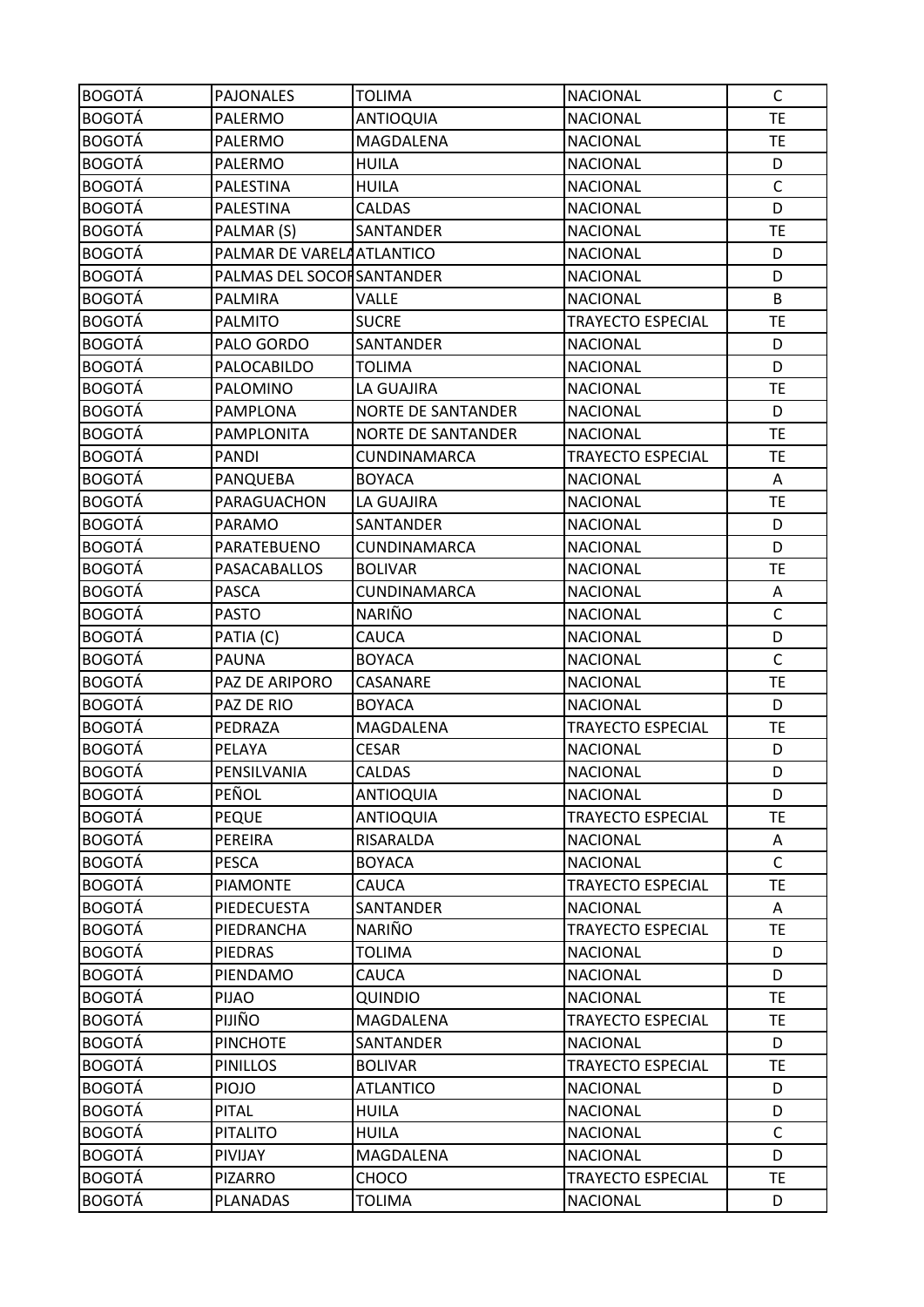| BOGOTÁ | PAJONALES | TOLIMA | NACIONAL | C |
|---|---|---|---|---|
| BOGOTÁ | PALERMO | ANTIOQUIA | NACIONAL | TE |
| BOGOTÁ | PALERMO | MAGDALENA | NACIONAL | TE |
| BOGOTÁ | PALERMO | HUILA | NACIONAL | D |
| BOGOTÁ | PALESTINA | HUILA | NACIONAL | C |
| BOGOTÁ | PALESTINA | CALDAS | NACIONAL | D |
| BOGOTÁ | PALMAR (S) | SANTANDER | NACIONAL | TE |
| BOGOTÁ | PALMAR DE VARELA | ATLANTICO | NACIONAL | D |
| BOGOTÁ | PALMAS DEL SOCOR | SANTANDER | NACIONAL | D |
| BOGOTÁ | PALMIRA | VALLE | NACIONAL | B |
| BOGOTÁ | PALMITO | SUCRE | TRAYECTO ESPECIAL | TE |
| BOGOTÁ | PALO GORDO | SANTANDER | NACIONAL | D |
| BOGOTÁ | PALOCABILDO | TOLIMA | NACIONAL | D |
| BOGOTÁ | PALOMINO | LA GUAJIRA | NACIONAL | TE |
| BOGOTÁ | PAMPLONA | NORTE DE SANTANDER | NACIONAL | D |
| BOGOTÁ | PAMPLONITA | NORTE DE SANTANDER | NACIONAL | TE |
| BOGOTÁ | PANDI | CUNDINAMARCA | TRAYECTO ESPECIAL | TE |
| BOGOTÁ | PANQUEBA | BOYACA | NACIONAL | A |
| BOGOTÁ | PARAGUACHON | LA GUAJIRA | NACIONAL | TE |
| BOGOTÁ | PARAMO | SANTANDER | NACIONAL | D |
| BOGOTÁ | PARATEBUENO | CUNDINAMARCA | NACIONAL | D |
| BOGOTÁ | PASACABALLOS | BOLIVAR | NACIONAL | TE |
| BOGOTÁ | PASCA | CUNDINAMARCA | NACIONAL | A |
| BOGOTÁ | PASTO | NARIÑO | NACIONAL | C |
| BOGOTÁ | PATIA (C) | CAUCA | NACIONAL | D |
| BOGOTÁ | PAUNA | BOYACA | NACIONAL | C |
| BOGOTÁ | PAZ DE ARIPORO | CASANARE | NACIONAL | TE |
| BOGOTÁ | PAZ DE RIO | BOYACA | NACIONAL | D |
| BOGOTÁ | PEDRAZA | MAGDALENA | TRAYECTO ESPECIAL | TE |
| BOGOTÁ | PELAYA | CESAR | NACIONAL | D |
| BOGOTÁ | PENSILVANIA | CALDAS | NACIONAL | D |
| BOGOTÁ | PEÑOL | ANTIOQUIA | NACIONAL | D |
| BOGOTÁ | PEQUE | ANTIOQUIA | TRAYECTO ESPECIAL | TE |
| BOGOTÁ | PEREIRA | RISARALDA | NACIONAL | A |
| BOGOTÁ | PESCA | BOYACA | NACIONAL | C |
| BOGOTÁ | PIAMONTE | CAUCA | TRAYECTO ESPECIAL | TE |
| BOGOTÁ | PIEDECUESTA | SANTANDER | NACIONAL | A |
| BOGOTÁ | PIEDRANCHA | NARIÑO | TRAYECTO ESPECIAL | TE |
| BOGOTÁ | PIEDRAS | TOLIMA | NACIONAL | D |
| BOGOTÁ | PIENDAMO | CAUCA | NACIONAL | D |
| BOGOTÁ | PIJAO | QUINDIO | NACIONAL | TE |
| BOGOTÁ | PIJIÑO | MAGDALENA | TRAYECTO ESPECIAL | TE |
| BOGOTÁ | PINCHOTE | SANTANDER | NACIONAL | D |
| BOGOTÁ | PINILLOS | BOLIVAR | TRAYECTO ESPECIAL | TE |
| BOGOTÁ | PIOJO | ATLANTICO | NACIONAL | D |
| BOGOTÁ | PITAL | HUILA | NACIONAL | D |
| BOGOTÁ | PITALITO | HUILA | NACIONAL | C |
| BOGOTÁ | PIVIJAY | MAGDALENA | NACIONAL | D |
| BOGOTÁ | PIZARRO | CHOCO | TRAYECTO ESPECIAL | TE |
| BOGOTÁ | PLANADAS | TOLIMA | NACIONAL | D |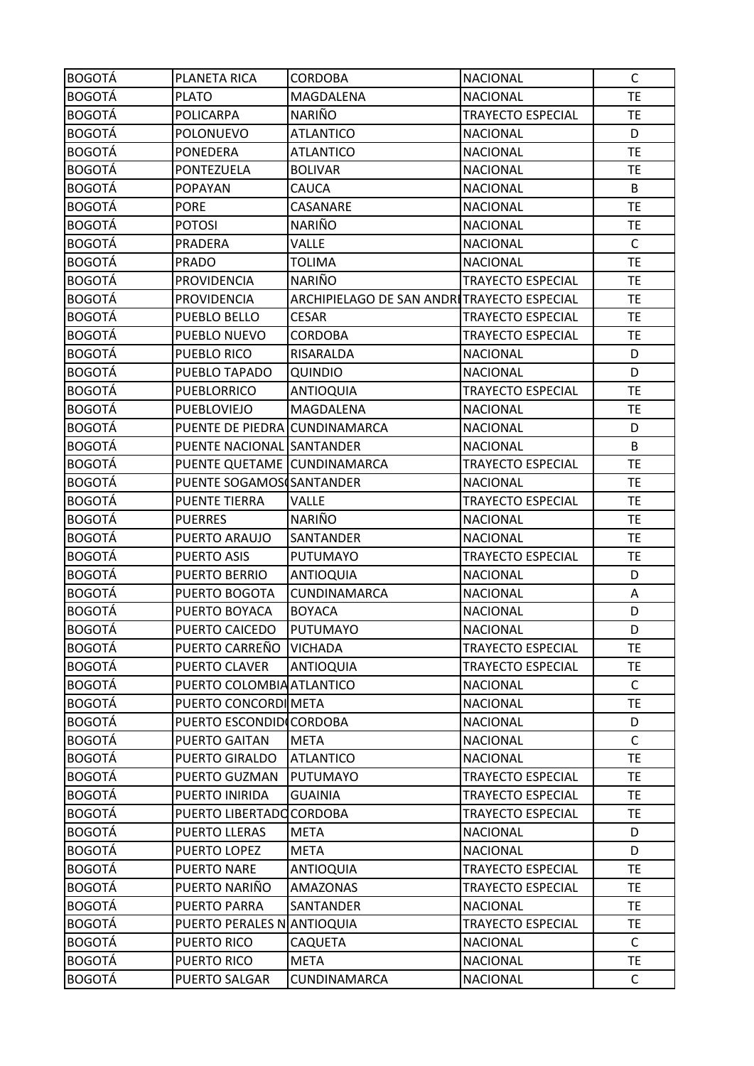| BOGOTÁ | PLANETA RICA | CORDOBA | NACIONAL | C |
|---|---|---|---|---|
| BOGOTÁ | PLATO | MAGDALENA | NACIONAL | TE |
| BOGOTÁ | POLICARPA | NARIÑO | TRAYECTO ESPECIAL | TE |
| BOGOTÁ | POLONUEVO | ATLANTICO | NACIONAL | D |
| BOGOTÁ | PONEDERA | ATLANTICO | NACIONAL | TE |
| BOGOTÁ | PONTEZUELA | BOLIVAR | NACIONAL | TE |
| BOGOTÁ | POPAYAN | CAUCA | NACIONAL | B |
| BOGOTÁ | PORE | CASANARE | NACIONAL | TE |
| BOGOTÁ | POTOSI | NARIÑO | NACIONAL | TE |
| BOGOTÁ | PRADERA | VALLE | NACIONAL | C |
| BOGOTÁ | PRADO | TOLIMA | NACIONAL | TE |
| BOGOTÁ | PROVIDENCIA | NARIÑO | TRAYECTO ESPECIAL | TE |
| BOGOTÁ | PROVIDENCIA | ARCHIPIELAGO DE SAN ANDRI | TRAYECTO ESPECIAL | TE |
| BOGOTÁ | PUEBLO BELLO | CESAR | TRAYECTO ESPECIAL | TE |
| BOGOTÁ | PUEBLO NUEVO | CORDOBA | TRAYECTO ESPECIAL | TE |
| BOGOTÁ | PUEBLO RICO | RISARALDA | NACIONAL | D |
| BOGOTÁ | PUEBLO TAPADO | QUINDIO | NACIONAL | D |
| BOGOTÁ | PUEBLORRICO | ANTIOQUIA | TRAYECTO ESPECIAL | TE |
| BOGOTÁ | PUEBLOVIEJO | MAGDALENA | NACIONAL | TE |
| BOGOTÁ | PUENTE DE PIEDRA | CUNDINAMARCA | NACIONAL | D |
| BOGOTÁ | PUENTE NACIONAL | SANTANDER | NACIONAL | B |
| BOGOTÁ | PUENTE QUETAME | CUNDINAMARCA | TRAYECTO ESPECIAL | TE |
| BOGOTÁ | PUENTE SOGAMOSO | SANTANDER | NACIONAL | TE |
| BOGOTÁ | PUENTE TIERRA | VALLE | TRAYECTO ESPECIAL | TE |
| BOGOTÁ | PUERRES | NARIÑO | NACIONAL | TE |
| BOGOTÁ | PUERTO ARAUJO | SANTANDER | NACIONAL | TE |
| BOGOTÁ | PUERTO ASIS | PUTUMAYO | TRAYECTO ESPECIAL | TE |
| BOGOTÁ | PUERTO BERRIO | ANTIOQUIA | NACIONAL | D |
| BOGOTÁ | PUERTO BOGOTA | CUNDINAMARCA | NACIONAL | A |
| BOGOTÁ | PUERTO BOYACA | BOYACA | NACIONAL | D |
| BOGOTÁ | PUERTO CAICEDO | PUTUMAYO | NACIONAL | D |
| BOGOTÁ | PUERTO CARREÑO | VICHADA | TRAYECTO ESPECIAL | TE |
| BOGOTÁ | PUERTO CLAVER | ANTIOQUIA | TRAYECTO ESPECIAL | TE |
| BOGOTÁ | PUERTO COLOMBIA | ATLANTICO | NACIONAL | C |
| BOGOTÁ | PUERTO CONCORDI | META | NACIONAL | TE |
| BOGOTÁ | PUERTO ESCONDID | CORDOBA | NACIONAL | D |
| BOGOTÁ | PUERTO GAITAN | META | NACIONAL | C |
| BOGOTÁ | PUERTO GIRALDO | ATLANTICO | NACIONAL | TE |
| BOGOTÁ | PUERTO GUZMAN | PUTUMAYO | TRAYECTO ESPECIAL | TE |
| BOGOTÁ | PUERTO INIRIDA | GUAINIA | TRAYECTO ESPECIAL | TE |
| BOGOTÁ | PUERTO LIBERTADO | CORDOBA | TRAYECTO ESPECIAL | TE |
| BOGOTÁ | PUERTO LLERAS | META | NACIONAL | D |
| BOGOTÁ | PUERTO LOPEZ | META | NACIONAL | D |
| BOGOTÁ | PUERTO NARE | ANTIOQUIA | TRAYECTO ESPECIAL | TE |
| BOGOTÁ | PUERTO NARIÑO | AMAZONAS | TRAYECTO ESPECIAL | TE |
| BOGOTÁ | PUERTO PARRA | SANTANDER | NACIONAL | TE |
| BOGOTÁ | PUERTO PERALES N | ANTIOQUIA | TRAYECTO ESPECIAL | TE |
| BOGOTÁ | PUERTO RICO | CAQUETA | NACIONAL | C |
| BOGOTÁ | PUERTO RICO | META | NACIONAL | TE |
| BOGOTÁ | PUERTO SALGAR | CUNDINAMARCA | NACIONAL | C |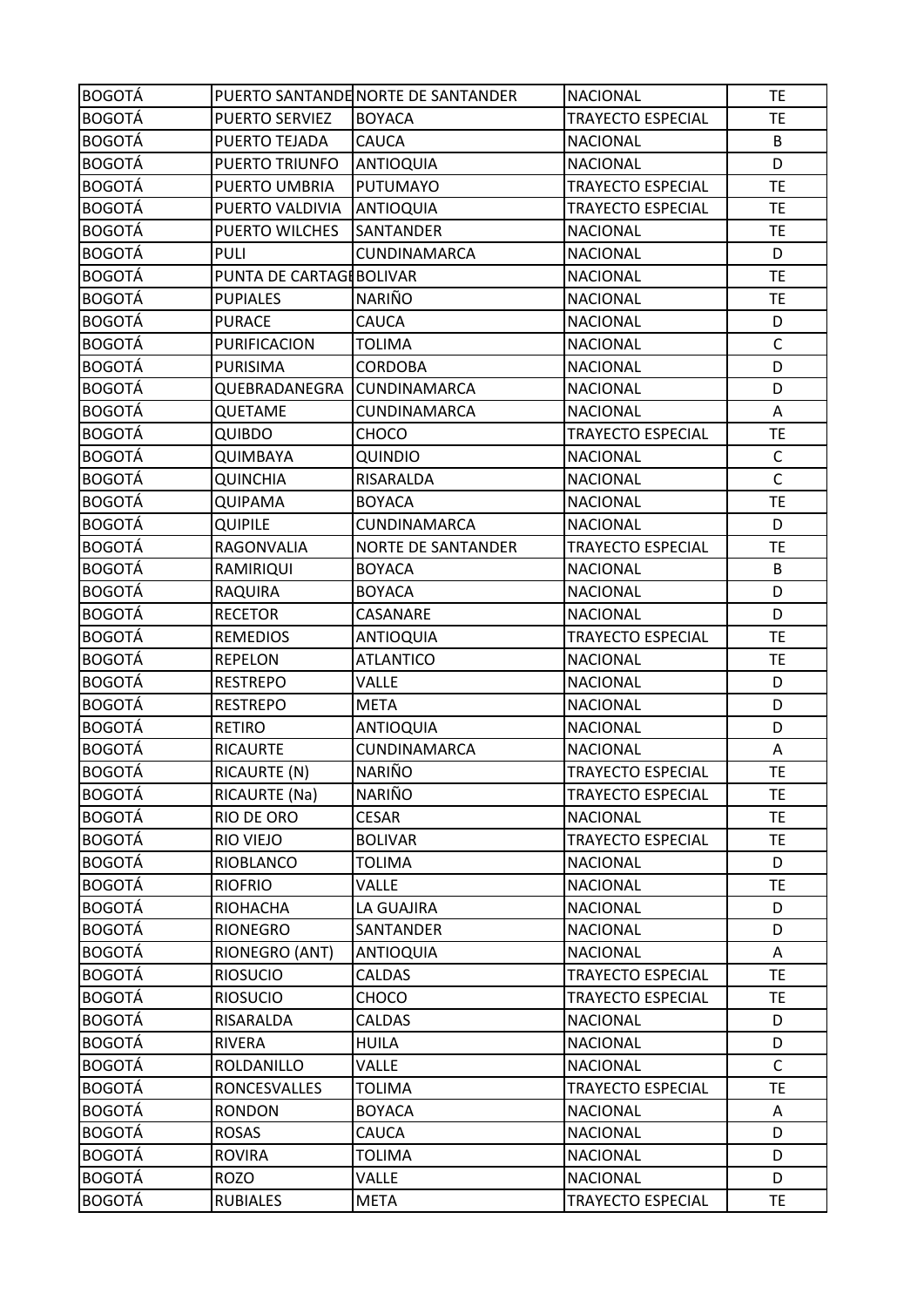| | | | | |
|---|---|---|---|---|
| BOGOTÁ | PUERTO SANTANDE | NORTE DE SANTANDER | NACIONAL | TE |
| BOGOTÁ | PUERTO SERVIEZ | BOYACA | TRAYECTO ESPECIAL | TE |
| BOGOTÁ | PUERTO TEJADA | CAUCA | NACIONAL | B |
| BOGOTÁ | PUERTO TRIUNFO | ANTIOQUIA | NACIONAL | D |
| BOGOTÁ | PUERTO UMBRIA | PUTUMAYO | TRAYECTO ESPECIAL | TE |
| BOGOTÁ | PUERTO VALDIVIA | ANTIOQUIA | TRAYECTO ESPECIAL | TE |
| BOGOTÁ | PUERTO WILCHES | SANTANDER | NACIONAL | TE |
| BOGOTÁ | PULI | CUNDINAMARCA | NACIONAL | D |
| BOGOTÁ | PUNTA DE CARTAGE | BOLIVAR | NACIONAL | TE |
| BOGOTÁ | PUPIALES | NARIÑO | NACIONAL | TE |
| BOGOTÁ | PURACE | CAUCA | NACIONAL | D |
| BOGOTÁ | PURIFICACION | TOLIMA | NACIONAL | C |
| BOGOTÁ | PURISIMA | CORDOBA | NACIONAL | D |
| BOGOTÁ | QUEBRADANEGRA | CUNDINAMARCA | NACIONAL | D |
| BOGOTÁ | QUETAME | CUNDINAMARCA | NACIONAL | A |
| BOGOTÁ | QUIBDO | CHOCO | TRAYECTO ESPECIAL | TE |
| BOGOTÁ | QUIMBAYA | QUINDIO | NACIONAL | C |
| BOGOTÁ | QUINCHIA | RISARALDA | NACIONAL | C |
| BOGOTÁ | QUIPAMA | BOYACA | NACIONAL | TE |
| BOGOTÁ | QUIPILE | CUNDINAMARCA | NACIONAL | D |
| BOGOTÁ | RAGONVALIA | NORTE DE SANTANDER | TRAYECTO ESPECIAL | TE |
| BOGOTÁ | RAMIRIQUI | BOYACA | NACIONAL | B |
| BOGOTÁ | RAQUIRA | BOYACA | NACIONAL | D |
| BOGOTÁ | RECETOR | CASANARE | NACIONAL | D |
| BOGOTÁ | REMEDIOS | ANTIOQUIA | TRAYECTO ESPECIAL | TE |
| BOGOTÁ | REPELON | ATLANTICO | NACIONAL | TE |
| BOGOTÁ | RESTREPO | VALLE | NACIONAL | D |
| BOGOTÁ | RESTREPO | META | NACIONAL | D |
| BOGOTÁ | RETIRO | ANTIOQUIA | NACIONAL | D |
| BOGOTÁ | RICAURTE | CUNDINAMARCA | NACIONAL | A |
| BOGOTÁ | RICAURTE (N) | NARIÑO | TRAYECTO ESPECIAL | TE |
| BOGOTÁ | RICAURTE (Na) | NARIÑO | TRAYECTO ESPECIAL | TE |
| BOGOTÁ | RIO DE ORO | CESAR | NACIONAL | TE |
| BOGOTÁ | RIO VIEJO | BOLIVAR | TRAYECTO ESPECIAL | TE |
| BOGOTÁ | RIOBLANCO | TOLIMA | NACIONAL | D |
| BOGOTÁ | RIOFRIO | VALLE | NACIONAL | TE |
| BOGOTÁ | RIOHACHA | LA GUAJIRA | NACIONAL | D |
| BOGOTÁ | RIONEGRO | SANTANDER | NACIONAL | D |
| BOGOTÁ | RIONEGRO (ANT) | ANTIOQUIA | NACIONAL | A |
| BOGOTÁ | RIOSUCIO | CALDAS | TRAYECTO ESPECIAL | TE |
| BOGOTÁ | RIOSUCIO | CHOCO | TRAYECTO ESPECIAL | TE |
| BOGOTÁ | RISARALDA | CALDAS | NACIONAL | D |
| BOGOTÁ | RIVERA | HUILA | NACIONAL | D |
| BOGOTÁ | ROLDANILLO | VALLE | NACIONAL | C |
| BOGOTÁ | RONCESVALLES | TOLIMA | TRAYECTO ESPECIAL | TE |
| BOGOTÁ | RONDON | BOYACA | NACIONAL | A |
| BOGOTÁ | ROSAS | CAUCA | NACIONAL | D |
| BOGOTÁ | ROVIRA | TOLIMA | NACIONAL | D |
| BOGOTÁ | ROZO | VALLE | NACIONAL | D |
| BOGOTÁ | RUBIALES | META | TRAYECTO ESPECIAL | TE |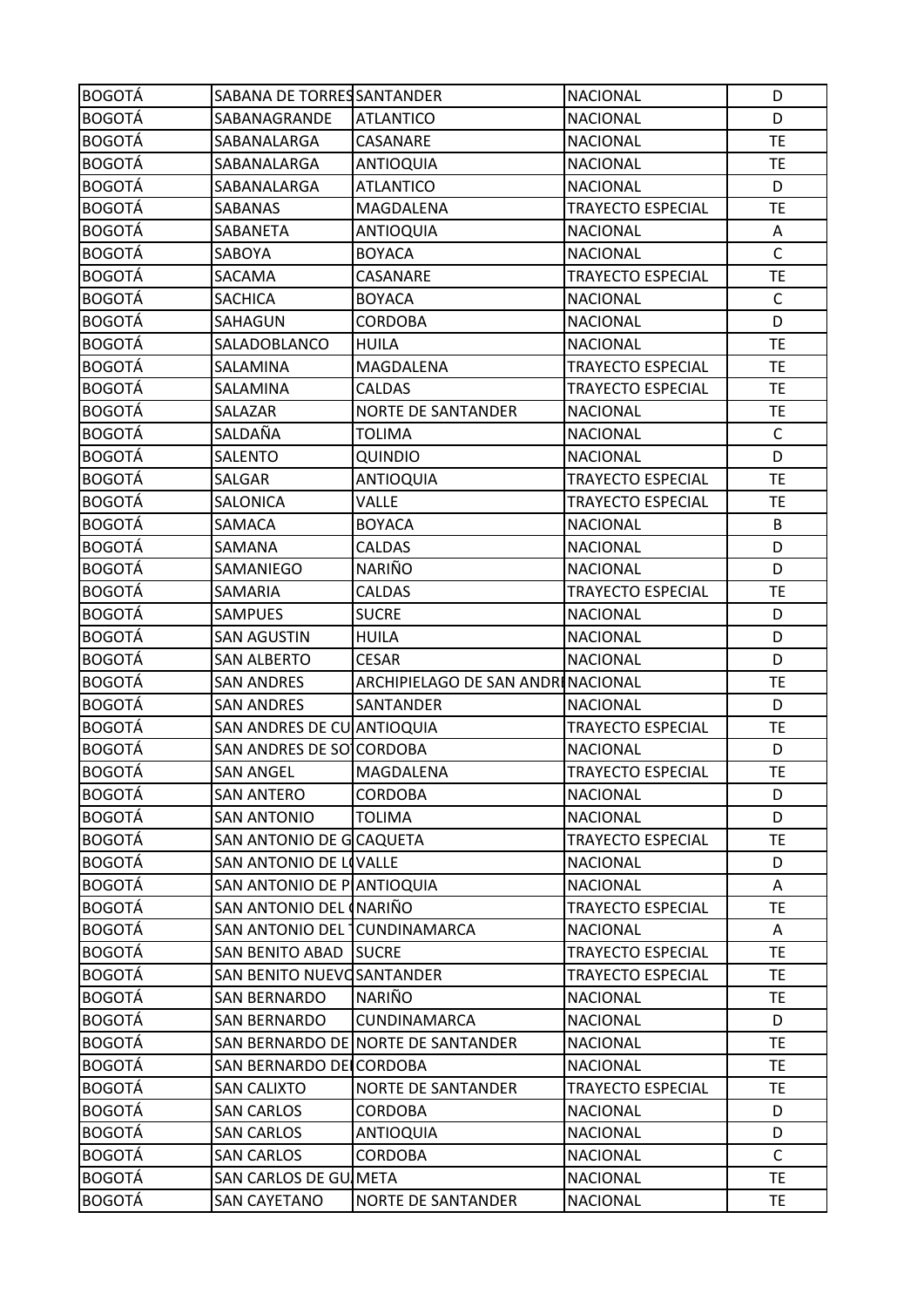| BOGOTÁ | SABANA DE TORRES | SANTANDER | NACIONAL | D |
|---|---|---|---|---|
| BOGOTÁ | SABANAGRANDE | ATLANTICO | NACIONAL | D |
| BOGOTÁ | SABANALARGA | CASANARE | NACIONAL | TE |
| BOGOTÁ | SABANALARGA | ANTIOQUIA | NACIONAL | TE |
| BOGOTÁ | SABANALARGA | ATLANTICO | NACIONAL | D |
| BOGOTÁ | SABANAS | MAGDALENA | TRAYECTO ESPECIAL | TE |
| BOGOTÁ | SABANETA | ANTIOQUIA | NACIONAL | A |
| BOGOTÁ | SABOYA | BOYACA | NACIONAL | C |
| BOGOTÁ | SACAMA | CASANARE | TRAYECTO ESPECIAL | TE |
| BOGOTÁ | SACHICA | BOYACA | NACIONAL | C |
| BOGOTÁ | SAHAGUN | CORDOBA | NACIONAL | D |
| BOGOTÁ | SALADOBLANCO | HUILA | NACIONAL | TE |
| BOGOTÁ | SALAMINA | MAGDALENA | TRAYECTO ESPECIAL | TE |
| BOGOTÁ | SALAMINA | CALDAS | TRAYECTO ESPECIAL | TE |
| BOGOTÁ | SALAZAR | NORTE DE SANTANDER | NACIONAL | TE |
| BOGOTÁ | SALDAÑA | TOLIMA | NACIONAL | C |
| BOGOTÁ | SALENTO | QUINDIO | NACIONAL | D |
| BOGOTÁ | SALGAR | ANTIOQUIA | TRAYECTO ESPECIAL | TE |
| BOGOTÁ | SALONICA | VALLE | TRAYECTO ESPECIAL | TE |
| BOGOTÁ | SAMACA | BOYACA | NACIONAL | B |
| BOGOTÁ | SAMANA | CALDAS | NACIONAL | D |
| BOGOTÁ | SAMANIEGO | NARIÑO | NACIONAL | D |
| BOGOTÁ | SAMARIA | CALDAS | TRAYECTO ESPECIAL | TE |
| BOGOTÁ | SAMPUES | SUCRE | NACIONAL | D |
| BOGOTÁ | SAN AGUSTIN | HUILA | NACIONAL | D |
| BOGOTÁ | SAN ALBERTO | CESAR | NACIONAL | D |
| BOGOTÁ | SAN ANDRES | ARCHIPIELAGO DE SAN ANDR | NACIONAL | TE |
| BOGOTÁ | SAN ANDRES | SANTANDER | NACIONAL | D |
| BOGOTÁ | SAN ANDRES DE CU | ANTIOQUIA | TRAYECTO ESPECIAL | TE |
| BOGOTÁ | SAN ANDRES DE SO | CORDOBA | NACIONAL | D |
| BOGOTÁ | SAN ANGEL | MAGDALENA | TRAYECTO ESPECIAL | TE |
| BOGOTÁ | SAN ANTERO | CORDOBA | NACIONAL | D |
| BOGOTÁ | SAN ANTONIO | TOLIMA | NACIONAL | D |
| BOGOTÁ | SAN ANTONIO DE G | CAQUETA | TRAYECTO ESPECIAL | TE |
| BOGOTÁ | SAN ANTONIO DE L | VALLE | NACIONAL | D |
| BOGOTÁ | SAN ANTONIO DE P | ANTIOQUIA | NACIONAL | A |
| BOGOTÁ | SAN ANTONIO DEL | NARIÑO | TRAYECTO ESPECIAL | TE |
| BOGOTÁ | SAN ANTONIO DEL | CUNDINAMARCA | NACIONAL | A |
| BOGOTÁ | SAN BENITO ABAD | SUCRE | TRAYECTO ESPECIAL | TE |
| BOGOTÁ | SAN BENITO NUEVO | SANTANDER | TRAYECTO ESPECIAL | TE |
| BOGOTÁ | SAN BERNARDO | NARIÑO | NACIONAL | TE |
| BOGOTÁ | SAN BERNARDO | CUNDINAMARCA | NACIONAL | D |
| BOGOTÁ | SAN BERNARDO DE | NORTE DE SANTANDER | NACIONAL | TE |
| BOGOTÁ | SAN BERNARDO DE | CORDOBA | NACIONAL | TE |
| BOGOTÁ | SAN CALIXTO | NORTE DE SANTANDER | TRAYECTO ESPECIAL | TE |
| BOGOTÁ | SAN CARLOS | CORDOBA | NACIONAL | D |
| BOGOTÁ | SAN CARLOS | ANTIOQUIA | NACIONAL | D |
| BOGOTÁ | SAN CARLOS | CORDOBA | NACIONAL | C |
| BOGOTÁ | SAN CARLOS DE GU | META | NACIONAL | TE |
| BOGOTÁ | SAN CAYETANO | NORTE DE SANTANDER | NACIONAL | TE |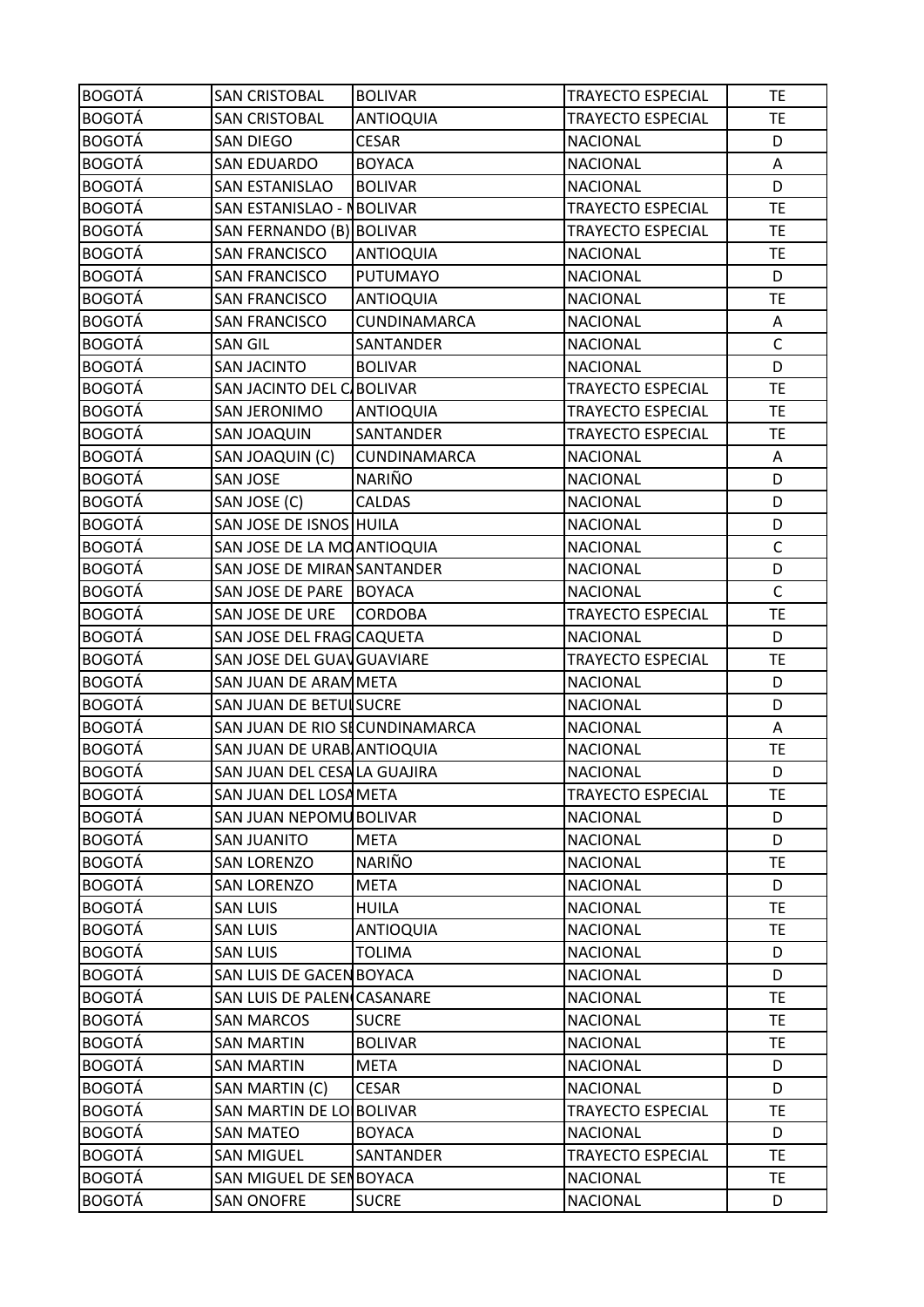| BOGOTÁ | SAN CRISTOBAL | BOLIVAR | TRAYECTO ESPECIAL | TE |
|---|---|---|---|---|
| BOGOTÁ | SAN CRISTOBAL | ANTIOQUIA | TRAYECTO ESPECIAL | TE |
| BOGOTÁ | SAN DIEGO | CESAR | NACIONAL | D |
| BOGOTÁ | SAN EDUARDO | BOYACA | NACIONAL | A |
| BOGOTÁ | SAN ESTANISLAO | BOLIVAR | NACIONAL | D |
| BOGOTÁ | SAN ESTANISLAO - N | BOLIVAR | TRAYECTO ESPECIAL | TE |
| BOGOTÁ | SAN FERNANDO (B) | BOLIVAR | TRAYECTO ESPECIAL | TE |
| BOGOTÁ | SAN FRANCISCO | ANTIOQUIA | NACIONAL | TE |
| BOGOTÁ | SAN FRANCISCO | PUTUMAYO | NACIONAL | D |
| BOGOTÁ | SAN FRANCISCO | ANTIOQUIA | NACIONAL | TE |
| BOGOTÁ | SAN FRANCISCO | CUNDINAMARCA | NACIONAL | A |
| BOGOTÁ | SAN GIL | SANTANDER | NACIONAL | C |
| BOGOTÁ | SAN JACINTO | BOLIVAR | NACIONAL | D |
| BOGOTÁ | SAN JACINTO DEL C | BOLIVAR | TRAYECTO ESPECIAL | TE |
| BOGOTÁ | SAN JERONIMO | ANTIOQUIA | TRAYECTO ESPECIAL | TE |
| BOGOTÁ | SAN JOAQUIN | SANTANDER | TRAYECTO ESPECIAL | TE |
| BOGOTÁ | SAN JOAQUIN (C) | CUNDINAMARCA | NACIONAL | A |
| BOGOTÁ | SAN JOSE | NARIÑO | NACIONAL | D |
| BOGOTÁ | SAN JOSE (C) | CALDAS | NACIONAL | D |
| BOGOTÁ | SAN JOSE DE ISNOS | HUILA | NACIONAL | D |
| BOGOTÁ | SAN JOSE DE LA MO | ANTIOQUIA | NACIONAL | C |
| BOGOTÁ | SAN JOSE DE MIRAN | SANTANDER | NACIONAL | D |
| BOGOTÁ | SAN JOSE DE PARE | BOYACA | NACIONAL | C |
| BOGOTÁ | SAN JOSE DE URE | CORDOBA | TRAYECTO ESPECIAL | TE |
| BOGOTÁ | SAN JOSE DEL FRAG | CAQUETA | NACIONAL | D |
| BOGOTÁ | SAN JOSE DEL GUAV | GUAVIARE | TRAYECTO ESPECIAL | TE |
| BOGOTÁ | SAN JUAN DE ARAM | META | NACIONAL | D |
| BOGOTÁ | SAN JUAN DE BETUL | SUCRE | NACIONAL | D |
| BOGOTÁ | SAN JUAN DE RIO SE | CUNDINAMARCA | NACIONAL | A |
| BOGOTÁ | SAN JUAN DE URAB | ANTIOQUIA | NACIONAL | TE |
| BOGOTÁ | SAN JUAN DEL CESA | LA GUAJIRA | NACIONAL | D |
| BOGOTÁ | SAN JUAN DEL LOSA | META | TRAYECTO ESPECIAL | TE |
| BOGOTÁ | SAN JUAN NEPOMU | BOLIVAR | NACIONAL | D |
| BOGOTÁ | SAN JUANITO | META | NACIONAL | D |
| BOGOTÁ | SAN LORENZO | NARIÑO | NACIONAL | TE |
| BOGOTÁ | SAN LORENZO | META | NACIONAL | D |
| BOGOTÁ | SAN LUIS | HUILA | NACIONAL | TE |
| BOGOTÁ | SAN LUIS | ANTIOQUIA | NACIONAL | TE |
| BOGOTÁ | SAN LUIS | TOLIMA | NACIONAL | D |
| BOGOTÁ | SAN LUIS DE GACEN | BOYACA | NACIONAL | D |
| BOGOTÁ | SAN LUIS DE PALEN | CASANARE | NACIONAL | TE |
| BOGOTÁ | SAN MARCOS | SUCRE | NACIONAL | TE |
| BOGOTÁ | SAN MARTIN | BOLIVAR | NACIONAL | TE |
| BOGOTÁ | SAN MARTIN | META | NACIONAL | D |
| BOGOTÁ | SAN MARTIN (C) | CESAR | NACIONAL | D |
| BOGOTÁ | SAN MARTIN DE LO | BOLIVAR | TRAYECTO ESPECIAL | TE |
| BOGOTÁ | SAN MATEO | BOYACA | NACIONAL | D |
| BOGOTÁ | SAN MIGUEL | SANTANDER | TRAYECTO ESPECIAL | TE |
| BOGOTÁ | SAN MIGUEL DE SEM | BOYACA | NACIONAL | TE |
| BOGOTÁ | SAN ONOFRE | SUCRE | NACIONAL | D |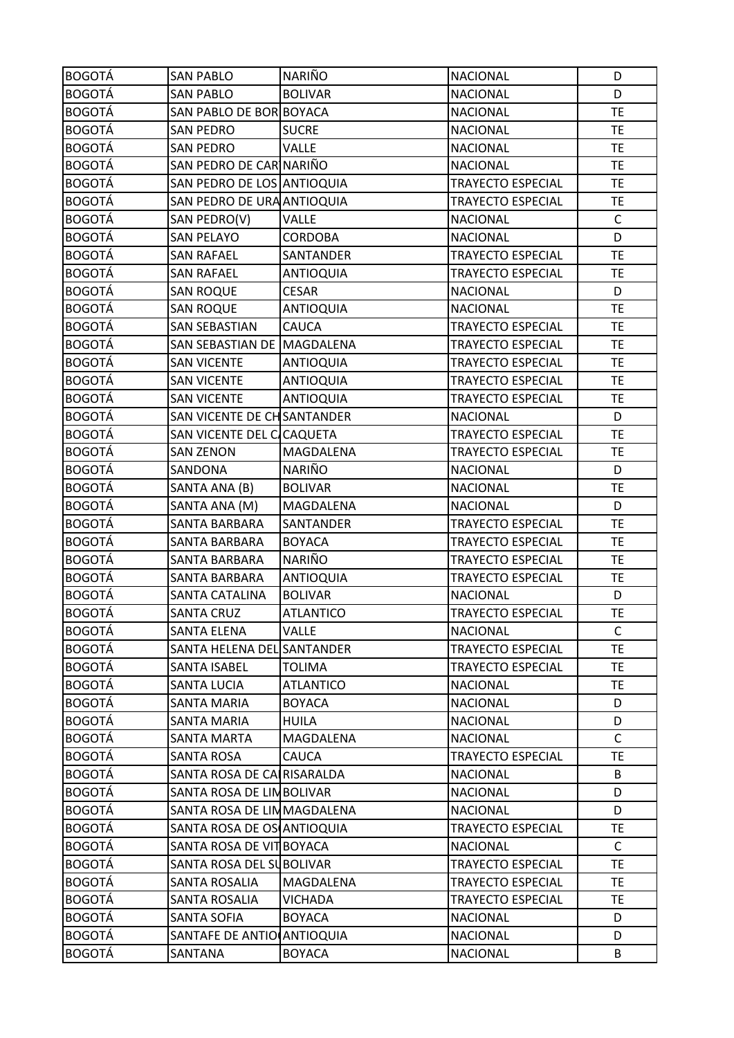| BOGOTÁ | SAN PABLO | NARIÑO | NACIONAL | D |
|---|---|---|---|---|
| BOGOTÁ | SAN PABLO | BOLIVAR | NACIONAL | D |
| BOGOTÁ | SAN PABLO DE BOR | BOYACA | NACIONAL | TE |
| BOGOTÁ | SAN PEDRO | SUCRE | NACIONAL | TE |
| BOGOTÁ | SAN PEDRO | VALLE | NACIONAL | TE |
| BOGOTÁ | SAN PEDRO DE CAR | NARIÑO | NACIONAL | TE |
| BOGOTÁ | SAN PEDRO DE LOS | ANTIOQUIA | TRAYECTO ESPECIAL | TE |
| BOGOTÁ | SAN PEDRO DE URA | ANTIOQUIA | TRAYECTO ESPECIAL | TE |
| BOGOTÁ | SAN PEDRO(V) | VALLE | NACIONAL | C |
| BOGOTÁ | SAN PELAYO | CORDOBA | NACIONAL | D |
| BOGOTÁ | SAN RAFAEL | SANTANDER | TRAYECTO ESPECIAL | TE |
| BOGOTÁ | SAN RAFAEL | ANTIOQUIA | TRAYECTO ESPECIAL | TE |
| BOGOTÁ | SAN ROQUE | CESAR | NACIONAL | D |
| BOGOTÁ | SAN ROQUE | ANTIOQUIA | NACIONAL | TE |
| BOGOTÁ | SAN SEBASTIAN | CAUCA | TRAYECTO ESPECIAL | TE |
| BOGOTÁ | SAN SEBASTIAN DE | MAGDALENA | TRAYECTO ESPECIAL | TE |
| BOGOTÁ | SAN VICENTE | ANTIOQUIA | TRAYECTO ESPECIAL | TE |
| BOGOTÁ | SAN VICENTE | ANTIOQUIA | TRAYECTO ESPECIAL | TE |
| BOGOTÁ | SAN VICENTE | ANTIOQUIA | TRAYECTO ESPECIAL | TE |
| BOGOTÁ | SAN VICENTE DE CH | SANTANDER | NACIONAL | D |
| BOGOTÁ | SAN VICENTE DEL C | CAQUETA | TRAYECTO ESPECIAL | TE |
| BOGOTÁ | SAN ZENON | MAGDALENA | TRAYECTO ESPECIAL | TE |
| BOGOTÁ | SANDONA | NARIÑO | NACIONAL | D |
| BOGOTÁ | SANTA ANA (B) | BOLIVAR | NACIONAL | TE |
| BOGOTÁ | SANTA ANA (M) | MAGDALENA | NACIONAL | D |
| BOGOTÁ | SANTA BARBARA | SANTANDER | TRAYECTO ESPECIAL | TE |
| BOGOTÁ | SANTA BARBARA | BOYACA | TRAYECTO ESPECIAL | TE |
| BOGOTÁ | SANTA BARBARA | NARIÑO | TRAYECTO ESPECIAL | TE |
| BOGOTÁ | SANTA BARBARA | ANTIOQUIA | TRAYECTO ESPECIAL | TE |
| BOGOTÁ | SANTA CATALINA | BOLIVAR | NACIONAL | D |
| BOGOTÁ | SANTA CRUZ | ATLANTICO | TRAYECTO ESPECIAL | TE |
| BOGOTÁ | SANTA ELENA | VALLE | NACIONAL | C |
| BOGOTÁ | SANTA HELENA DEL | SANTANDER | TRAYECTO ESPECIAL | TE |
| BOGOTÁ | SANTA ISABEL | TOLIMA | TRAYECTO ESPECIAL | TE |
| BOGOTÁ | SANTA LUCIA | ATLANTICO | NACIONAL | TE |
| BOGOTÁ | SANTA MARIA | BOYACA | NACIONAL | D |
| BOGOTÁ | SANTA MARIA | HUILA | NACIONAL | D |
| BOGOTÁ | SANTA MARTA | MAGDALENA | NACIONAL | C |
| BOGOTÁ | SANTA ROSA | CAUCA | TRAYECTO ESPECIAL | TE |
| BOGOTÁ | SANTA ROSA DE CA | RISARALDA | NACIONAL | B |
| BOGOTÁ | SANTA ROSA DE LIM | BOLIVAR | NACIONAL | D |
| BOGOTÁ | SANTA ROSA DE LIM | MAGDALENA | NACIONAL | D |
| BOGOTÁ | SANTA ROSA DE OS | ANTIOQUIA | TRAYECTO ESPECIAL | TE |
| BOGOTÁ | SANTA ROSA DE VIT | BOYACA | NACIONAL | C |
| BOGOTÁ | SANTA ROSA DEL SU | BOLIVAR | TRAYECTO ESPECIAL | TE |
| BOGOTÁ | SANTA ROSALIA | MAGDALENA | TRAYECTO ESPECIAL | TE |
| BOGOTÁ | SANTA ROSALIA | VICHADA | TRAYECTO ESPECIAL | TE |
| BOGOTÁ | SANTA SOFIA | BOYACA | NACIONAL | D |
| BOGOTÁ | SANTAFE DE ANTIO | ANTIOQUIA | NACIONAL | D |
| BOGOTÁ | SANTANA | BOYACA | NACIONAL | B |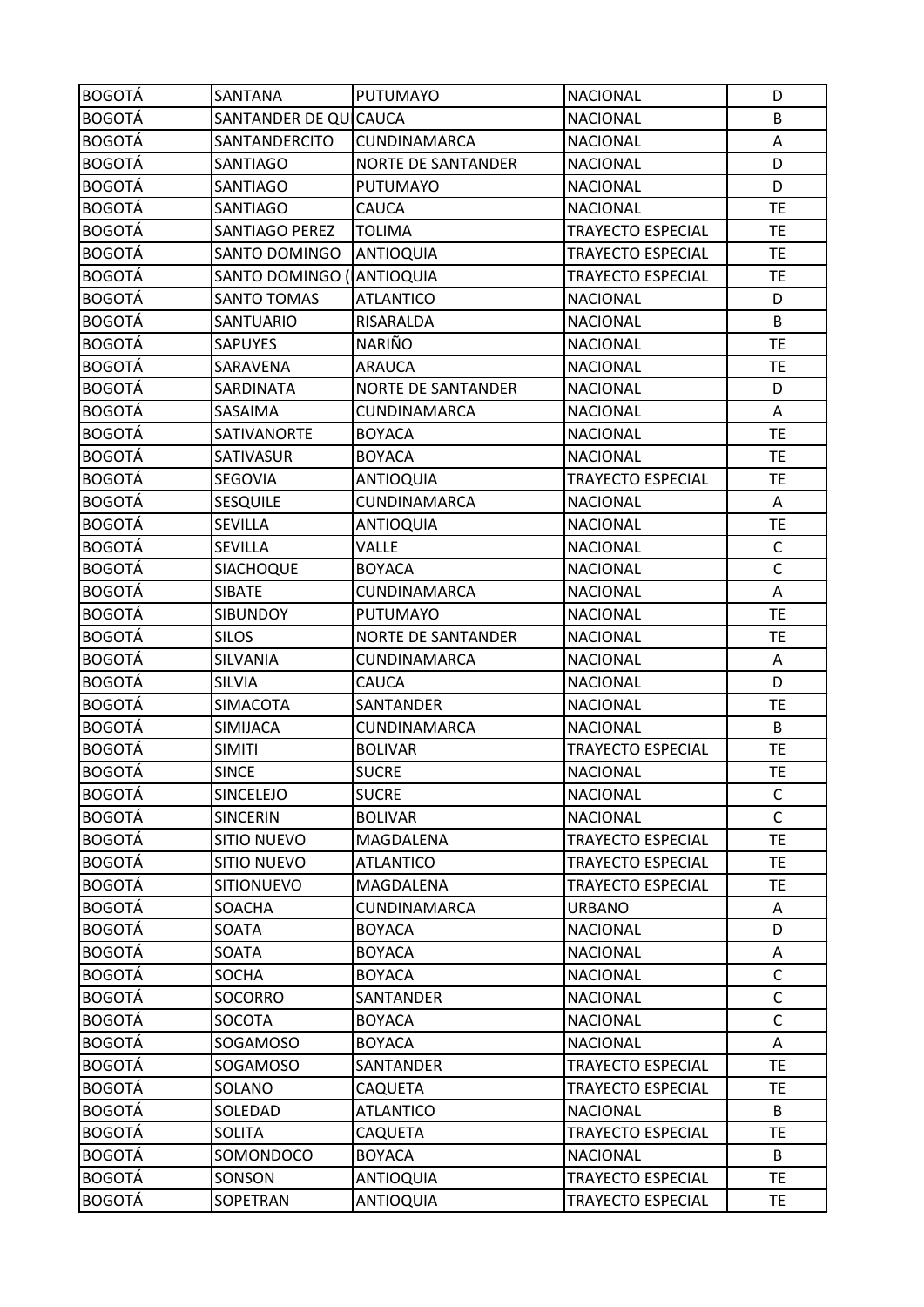| BOGOTÁ | SANTANA | PUTUMAYO | NACIONAL | D |
|---|---|---|---|---|
| BOGOTÁ | SANTANDER DE QU | CAUCA | NACIONAL | B |
| BOGOTÁ | SANTANDERCITO | CUNDINAMARCA | NACIONAL | A |
| BOGOTÁ | SANTIAGO | NORTE DE SANTANDER | NACIONAL | D |
| BOGOTÁ | SANTIAGO | PUTUMAYO | NACIONAL | D |
| BOGOTÁ | SANTIAGO | CAUCA | NACIONAL | TE |
| BOGOTÁ | SANTIAGO PEREZ | TOLIMA | TRAYECTO ESPECIAL | TE |
| BOGOTÁ | SANTO DOMINGO | ANTIOQUIA | TRAYECTO ESPECIAL | TE |
| BOGOTÁ | SANTO DOMINGO ( | ANTIOQUIA | TRAYECTO ESPECIAL | TE |
| BOGOTÁ | SANTO TOMAS | ATLANTICO | NACIONAL | D |
| BOGOTÁ | SANTUARIO | RISARALDA | NACIONAL | B |
| BOGOTÁ | SAPUYES | NARIÑO | NACIONAL | TE |
| BOGOTÁ | SARAVENA | ARAUCA | NACIONAL | TE |
| BOGOTÁ | SARDINATA | NORTE DE SANTANDER | NACIONAL | D |
| BOGOTÁ | SASAIMA | CUNDINAMARCA | NACIONAL | A |
| BOGOTÁ | SATIVANORTE | BOYACA | NACIONAL | TE |
| BOGOTÁ | SATIVASUR | BOYACA | NACIONAL | TE |
| BOGOTÁ | SEGOVIA | ANTIOQUIA | TRAYECTO ESPECIAL | TE |
| BOGOTÁ | SESQUILE | CUNDINAMARCA | NACIONAL | A |
| BOGOTÁ | SEVILLA | ANTIOQUIA | NACIONAL | TE |
| BOGOTÁ | SEVILLA | VALLE | NACIONAL | C |
| BOGOTÁ | SIACHOQUE | BOYACA | NACIONAL | C |
| BOGOTÁ | SIBATE | CUNDINAMARCA | NACIONAL | A |
| BOGOTÁ | SIBUNDOY | PUTUMAYO | NACIONAL | TE |
| BOGOTÁ | SILOS | NORTE DE SANTANDER | NACIONAL | TE |
| BOGOTÁ | SILVANIA | CUNDINAMARCA | NACIONAL | A |
| BOGOTÁ | SILVIA | CAUCA | NACIONAL | D |
| BOGOTÁ | SIMACOTA | SANTANDER | NACIONAL | TE |
| BOGOTÁ | SIMIJACA | CUNDINAMARCA | NACIONAL | B |
| BOGOTÁ | SIMITI | BOLIVAR | TRAYECTO ESPECIAL | TE |
| BOGOTÁ | SINCE | SUCRE | NACIONAL | TE |
| BOGOTÁ | SINCELEJO | SUCRE | NACIONAL | C |
| BOGOTÁ | SINCERIN | BOLIVAR | NACIONAL | C |
| BOGOTÁ | SITIO NUEVO | MAGDALENA | TRAYECTO ESPECIAL | TE |
| BOGOTÁ | SITIO NUEVO | ATLANTICO | TRAYECTO ESPECIAL | TE |
| BOGOTÁ | SITIONUEVO | MAGDALENA | TRAYECTO ESPECIAL | TE |
| BOGOTÁ | SOACHA | CUNDINAMARCA | URBANO | A |
| BOGOTÁ | SOATA | BOYACA | NACIONAL | D |
| BOGOTÁ | SOATA | BOYACA | NACIONAL | A |
| BOGOTÁ | SOCHA | BOYACA | NACIONAL | C |
| BOGOTÁ | SOCORRO | SANTANDER | NACIONAL | C |
| BOGOTÁ | SOCOTA | BOYACA | NACIONAL | C |
| BOGOTÁ | SOGAMOSO | BOYACA | NACIONAL | A |
| BOGOTÁ | SOGAMOSO | SANTANDER | TRAYECTO ESPECIAL | TE |
| BOGOTÁ | SOLANO | CAQUETA | TRAYECTO ESPECIAL | TE |
| BOGOTÁ | SOLEDAD | ATLANTICO | NACIONAL | B |
| BOGOTÁ | SOLITA | CAQUETA | TRAYECTO ESPECIAL | TE |
| BOGOTÁ | SOMONDOCO | BOYACA | NACIONAL | B |
| BOGOTÁ | SONSON | ANTIOQUIA | TRAYECTO ESPECIAL | TE |
| BOGOTÁ | SOPETRAN | ANTIOQUIA | TRAYECTO ESPECIAL | TE |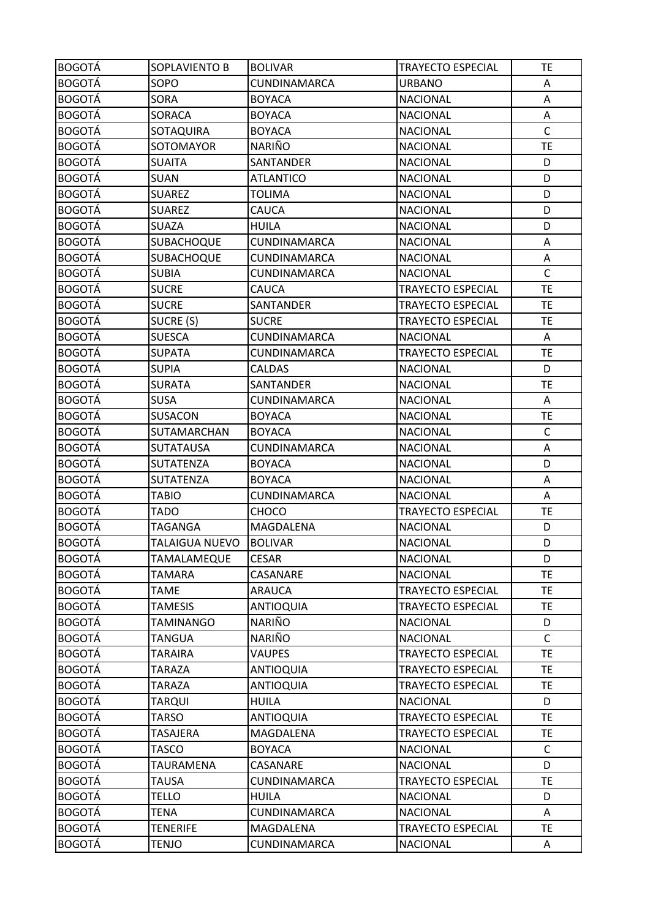| BOGOTÁ | SOPLAVIENTO B | BOLIVAR | TRAYECTO ESPECIAL | TE |
|---|---|---|---|---|
| BOGOTÁ | SOPO | CUNDINAMARCA | URBANO | A |
| BOGOTÁ | SORA | BOYACA | NACIONAL | A |
| BOGOTÁ | SORACA | BOYACA | NACIONAL | A |
| BOGOTÁ | SOTAQUIRA | BOYACA | NACIONAL | C |
| BOGOTÁ | SOTOMAYOR | NARIÑO | NACIONAL | TE |
| BOGOTÁ | SUAITA | SANTANDER | NACIONAL | D |
| BOGOTÁ | SUAN | ATLANTICO | NACIONAL | D |
| BOGOTÁ | SUAREZ | TOLIMA | NACIONAL | D |
| BOGOTÁ | SUAREZ | CAUCA | NACIONAL | D |
| BOGOTÁ | SUAZA | HUILA | NACIONAL | D |
| BOGOTÁ | SUBACHOQUE | CUNDINAMARCA | NACIONAL | A |
| BOGOTÁ | SUBACHOQUE | CUNDINAMARCA | NACIONAL | A |
| BOGOTÁ | SUBIA | CUNDINAMARCA | NACIONAL | C |
| BOGOTÁ | SUCRE | CAUCA | TRAYECTO ESPECIAL | TE |
| BOGOTÁ | SUCRE | SANTANDER | TRAYECTO ESPECIAL | TE |
| BOGOTÁ | SUCRE (S) | SUCRE | TRAYECTO ESPECIAL | TE |
| BOGOTÁ | SUESCA | CUNDINAMARCA | NACIONAL | A |
| BOGOTÁ | SUPATA | CUNDINAMARCA | TRAYECTO ESPECIAL | TE |
| BOGOTÁ | SUPIA | CALDAS | NACIONAL | D |
| BOGOTÁ | SURATA | SANTANDER | NACIONAL | TE |
| BOGOTÁ | SUSA | CUNDINAMARCA | NACIONAL | A |
| BOGOTÁ | SUSACON | BOYACA | NACIONAL | TE |
| BOGOTÁ | SUTAMARCHAN | BOYACA | NACIONAL | C |
| BOGOTÁ | SUTATAUSA | CUNDINAMARCA | NACIONAL | A |
| BOGOTÁ | SUTATENZA | BOYACA | NACIONAL | D |
| BOGOTÁ | SUTATENZA | BOYACA | NACIONAL | A |
| BOGOTÁ | TABIO | CUNDINAMARCA | NACIONAL | A |
| BOGOTÁ | TADO | CHOCO | TRAYECTO ESPECIAL | TE |
| BOGOTÁ | TAGANGA | MAGDALENA | NACIONAL | D |
| BOGOTÁ | TALAIGUA NUEVO | BOLIVAR | NACIONAL | D |
| BOGOTÁ | TAMALAMEQUE | CESAR | NACIONAL | D |
| BOGOTÁ | TAMARA | CASANARE | NACIONAL | TE |
| BOGOTÁ | TAME | ARAUCA | TRAYECTO ESPECIAL | TE |
| BOGOTÁ | TAMESIS | ANTIOQUIA | TRAYECTO ESPECIAL | TE |
| BOGOTÁ | TAMINANGO | NARIÑO | NACIONAL | D |
| BOGOTÁ | TANGUA | NARIÑO | NACIONAL | C |
| BOGOTÁ | TARAIRA | VAUPES | TRAYECTO ESPECIAL | TE |
| BOGOTÁ | TARAZA | ANTIOQUIA | TRAYECTO ESPECIAL | TE |
| BOGOTÁ | TARAZA | ANTIOQUIA | TRAYECTO ESPECIAL | TE |
| BOGOTÁ | TARQUI | HUILA | NACIONAL | D |
| BOGOTÁ | TARSO | ANTIOQUIA | TRAYECTO ESPECIAL | TE |
| BOGOTÁ | TASAJERA | MAGDALENA | TRAYECTO ESPECIAL | TE |
| BOGOTÁ | TASCO | BOYACA | NACIONAL | C |
| BOGOTÁ | TAURAMENA | CASANARE | NACIONAL | D |
| BOGOTÁ | TAUSA | CUNDINAMARCA | TRAYECTO ESPECIAL | TE |
| BOGOTÁ | TELLO | HUILA | NACIONAL | D |
| BOGOTÁ | TENA | CUNDINAMARCA | NACIONAL | A |
| BOGOTÁ | TENERIFE | MAGDALENA | TRAYECTO ESPECIAL | TE |
| BOGOTÁ | TENJO | CUNDINAMARCA | NACIONAL | A |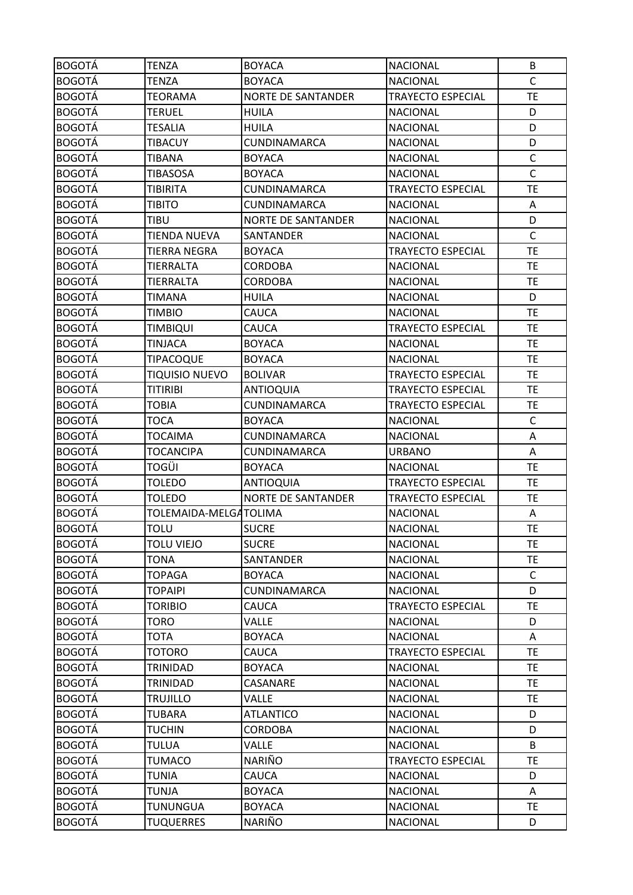| BOGOTÁ | TENZA | BOYACA | NACIONAL | B |
|---|---|---|---|---|
| BOGOTÁ | TENZA | BOYACA | NACIONAL | C |
| BOGOTÁ | TEORAMA | NORTE DE SANTANDER | TRAYECTO ESPECIAL | TE |
| BOGOTÁ | TERUEL | HUILA | NACIONAL | D |
| BOGOTÁ | TESALIA | HUILA | NACIONAL | D |
| BOGOTÁ | TIBACUY | CUNDINAMARCA | NACIONAL | D |
| BOGOTÁ | TIBANA | BOYACA | NACIONAL | C |
| BOGOTÁ | TIBASOSA | BOYACA | NACIONAL | C |
| BOGOTÁ | TIBIRITA | CUNDINAMARCA | TRAYECTO ESPECIAL | TE |
| BOGOTÁ | TIBITO | CUNDINAMARCA | NACIONAL | A |
| BOGOTÁ | TIBU | NORTE DE SANTANDER | NACIONAL | D |
| BOGOTÁ | TIENDA NUEVA | SANTANDER | NACIONAL | C |
| BOGOTÁ | TIERRA NEGRA | BOYACA | TRAYECTO ESPECIAL | TE |
| BOGOTÁ | TIERRALTA | CORDOBA | NACIONAL | TE |
| BOGOTÁ | TIERRALTA | CORDOBA | NACIONAL | TE |
| BOGOTÁ | TIMANA | HUILA | NACIONAL | D |
| BOGOTÁ | TIMBIO | CAUCA | NACIONAL | TE |
| BOGOTÁ | TIMBIQUI | CAUCA | TRAYECTO ESPECIAL | TE |
| BOGOTÁ | TINJACA | BOYACA | NACIONAL | TE |
| BOGOTÁ | TIPACOQUE | BOYACA | NACIONAL | TE |
| BOGOTÁ | TIQUISIO NUEVO | BOLIVAR | TRAYECTO ESPECIAL | TE |
| BOGOTÁ | TITIRIBI | ANTIOQUIA | TRAYECTO ESPECIAL | TE |
| BOGOTÁ | TOBIA | CUNDINAMARCA | TRAYECTO ESPECIAL | TE |
| BOGOTÁ | TOCA | BOYACA | NACIONAL | C |
| BOGOTÁ | TOCAIMA | CUNDINAMARCA | NACIONAL | A |
| BOGOTÁ | TOCANCIPA | CUNDINAMARCA | URBANO | A |
| BOGOTÁ | TOGÜI | BOYACA | NACIONAL | TE |
| BOGOTÁ | TOLEDO | ANTIOQUIA | TRAYECTO ESPECIAL | TE |
| BOGOTÁ | TOLEDO | NORTE DE SANTANDER | TRAYECTO ESPECIAL | TE |
| BOGOTÁ | TOLEMAIDA-MELGA | TOLIMA | NACIONAL | A |
| BOGOTÁ | TOLU | SUCRE | NACIONAL | TE |
| BOGOTÁ | TOLU VIEJO | SUCRE | NACIONAL | TE |
| BOGOTÁ | TONA | SANTANDER | NACIONAL | TE |
| BOGOTÁ | TOPAGA | BOYACA | NACIONAL | C |
| BOGOTÁ | TOPAIPI | CUNDINAMARCA | NACIONAL | D |
| BOGOTÁ | TORIBIO | CAUCA | TRAYECTO ESPECIAL | TE |
| BOGOTÁ | TORO | VALLE | NACIONAL | D |
| BOGOTÁ | TOTA | BOYACA | NACIONAL | A |
| BOGOTÁ | TOTORO | CAUCA | TRAYECTO ESPECIAL | TE |
| BOGOTÁ | TRINIDAD | BOYACA | NACIONAL | TE |
| BOGOTÁ | TRINIDAD | CASANARE | NACIONAL | TE |
| BOGOTÁ | TRUJILLO | VALLE | NACIONAL | TE |
| BOGOTÁ | TUBARA | ATLANTICO | NACIONAL | D |
| BOGOTÁ | TUCHIN | CORDOBA | NACIONAL | D |
| BOGOTÁ | TULUA | VALLE | NACIONAL | B |
| BOGOTÁ | TUMACO | NARIÑO | TRAYECTO ESPECIAL | TE |
| BOGOTÁ | TUNIA | CAUCA | NACIONAL | D |
| BOGOTÁ | TUNJA | BOYACA | NACIONAL | A |
| BOGOTÁ | TUNUNGUA | BOYACA | NACIONAL | TE |
| BOGOTÁ | TUQUERRES | NARIÑO | NACIONAL | D |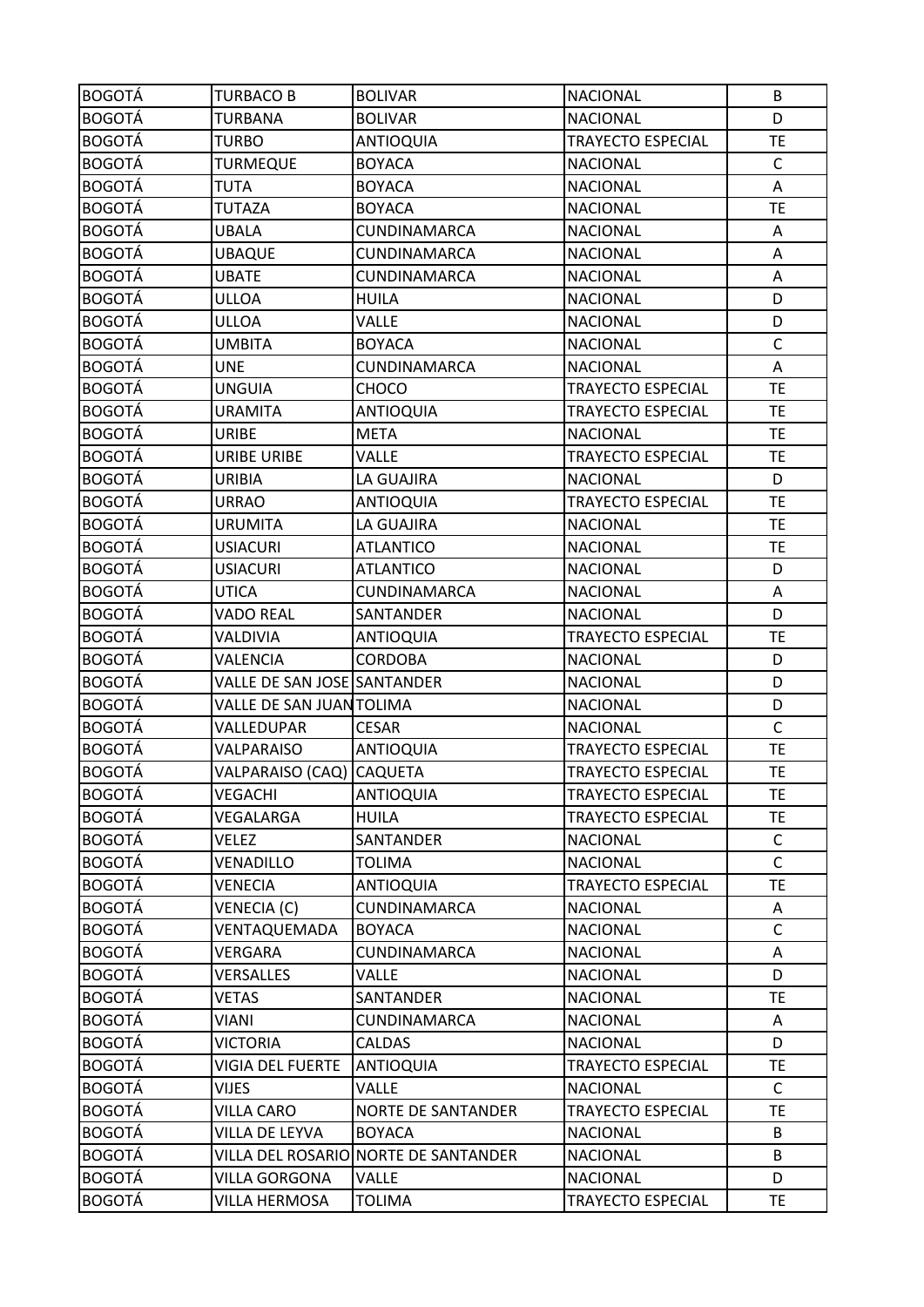| BOGOTÁ | TURBACO B | BOLIVAR | NACIONAL | B |
|---|---|---|---|---|
| BOGOTÁ | TURBANA | BOLIVAR | NACIONAL | D |
| BOGOTÁ | TURBO | ANTIOQUIA | TRAYECTO ESPECIAL | TE |
| BOGOTÁ | TURMEQUE | BOYACA | NACIONAL | C |
| BOGOTÁ | TUTA | BOYACA | NACIONAL | A |
| BOGOTÁ | TUTAZA | BOYACA | NACIONAL | TE |
| BOGOTÁ | UBALA | CUNDINAMARCA | NACIONAL | A |
| BOGOTÁ | UBAQUE | CUNDINAMARCA | NACIONAL | A |
| BOGOTÁ | UBATE | CUNDINAMARCA | NACIONAL | A |
| BOGOTÁ | ULLOA | HUILA | NACIONAL | D |
| BOGOTÁ | ULLOA | VALLE | NACIONAL | D |
| BOGOTÁ | UMBITA | BOYACA | NACIONAL | C |
| BOGOTÁ | UNE | CUNDINAMARCA | NACIONAL | A |
| BOGOTÁ | UNGUIA | CHOCO | TRAYECTO ESPECIAL | TE |
| BOGOTÁ | URAMITA | ANTIOQUIA | TRAYECTO ESPECIAL | TE |
| BOGOTÁ | URIBE | META | NACIONAL | TE |
| BOGOTÁ | URIBE URIBE | VALLE | TRAYECTO ESPECIAL | TE |
| BOGOTÁ | URIBIA | LA GUAJIRA | NACIONAL | D |
| BOGOTÁ | URRAO | ANTIOQUIA | TRAYECTO ESPECIAL | TE |
| BOGOTÁ | URUMITA | LA GUAJIRA | NACIONAL | TE |
| BOGOTÁ | USIACURI | ATLANTICO | NACIONAL | TE |
| BOGOTÁ | USIACURI | ATLANTICO | NACIONAL | D |
| BOGOTÁ | UTICA | CUNDINAMARCA | NACIONAL | A |
| BOGOTÁ | VADO REAL | SANTANDER | NACIONAL | D |
| BOGOTÁ | VALDIVIA | ANTIOQUIA | TRAYECTO ESPECIAL | TE |
| BOGOTÁ | VALENCIA | CORDOBA | NACIONAL | D |
| BOGOTÁ | VALLE DE SAN JOSE | SANTANDER | NACIONAL | D |
| BOGOTÁ | VALLE DE SAN JUAN | TOLIMA | NACIONAL | D |
| BOGOTÁ | VALLEDUPAR | CESAR | NACIONAL | C |
| BOGOTÁ | VALPARAISO | ANTIOQUIA | TRAYECTO ESPECIAL | TE |
| BOGOTÁ | VALPARAISO (CAQ) | CAQUETA | TRAYECTO ESPECIAL | TE |
| BOGOTÁ | VEGACHI | ANTIOQUIA | TRAYECTO ESPECIAL | TE |
| BOGOTÁ | VEGALARGA | HUILA | TRAYECTO ESPECIAL | TE |
| BOGOTÁ | VELEZ | SANTANDER | NACIONAL | C |
| BOGOTÁ | VENADILLO | TOLIMA | NACIONAL | C |
| BOGOTÁ | VENECIA | ANTIOQUIA | TRAYECTO ESPECIAL | TE |
| BOGOTÁ | VENECIA (C) | CUNDINAMARCA | NACIONAL | A |
| BOGOTÁ | VENTAQUEMADA | BOYACA | NACIONAL | C |
| BOGOTÁ | VERGARA | CUNDINAMARCA | NACIONAL | A |
| BOGOTÁ | VERSALLES | VALLE | NACIONAL | D |
| BOGOTÁ | VETAS | SANTANDER | NACIONAL | TE |
| BOGOTÁ | VIANI | CUNDINAMARCA | NACIONAL | A |
| BOGOTÁ | VICTORIA | CALDAS | NACIONAL | D |
| BOGOTÁ | VIGIA DEL FUERTE | ANTIOQUIA | TRAYECTO ESPECIAL | TE |
| BOGOTÁ | VIJES | VALLE | NACIONAL | C |
| BOGOTÁ | VILLA CARO | NORTE DE SANTANDER | TRAYECTO ESPECIAL | TE |
| BOGOTÁ | VILLA DE LEYVA | BOYACA | NACIONAL | B |
| BOGOTÁ | VILLA DEL ROSARIO | NORTE DE SANTANDER | NACIONAL | B |
| BOGOTÁ | VILLA GORGONA | VALLE | NACIONAL | D |
| BOGOTÁ | VILLA HERMOSA | TOLIMA | TRAYECTO ESPECIAL | TE |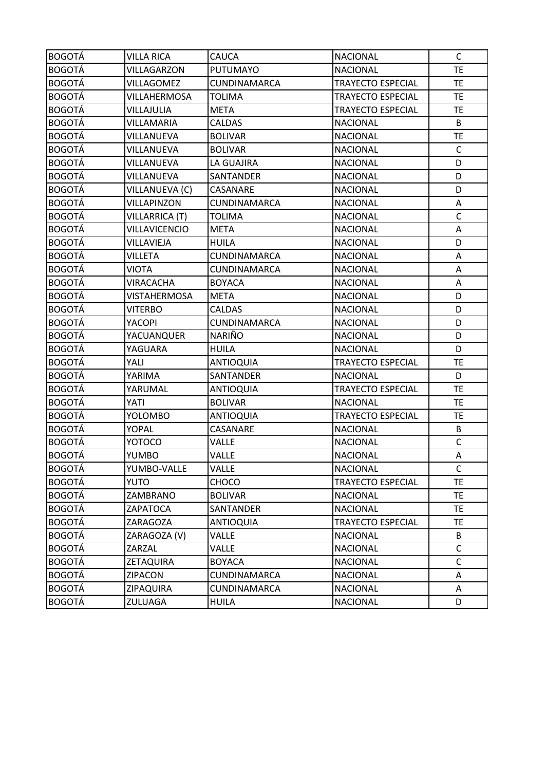| | | | | |
|---|---|---|---|---|
| BOGOTÁ | VILLA RICA | CAUCA | NACIONAL | C |
| BOGOTÁ | VILLAGARZON | PUTUMAYO | NACIONAL | TE |
| BOGOTÁ | VILLAGOMEZ | CUNDINAMARCA | TRAYECTO ESPECIAL | TE |
| BOGOTÁ | VILLAHERMOSA | TOLIMA | TRAYECTO ESPECIAL | TE |
| BOGOTÁ | VILLAJULIA | META | TRAYECTO ESPECIAL | TE |
| BOGOTÁ | VILLAMARIA | CALDAS | NACIONAL | B |
| BOGOTÁ | VILLANUEVA | BOLIVAR | NACIONAL | TE |
| BOGOTÁ | VILLANUEVA | BOLIVAR | NACIONAL | C |
| BOGOTÁ | VILLANUEVA | LA GUAJIRA | NACIONAL | D |
| BOGOTÁ | VILLANUEVA | SANTANDER | NACIONAL | D |
| BOGOTÁ | VILLANUEVA (C) | CASANARE | NACIONAL | D |
| BOGOTÁ | VILLAPINZON | CUNDINAMARCA | NACIONAL | A |
| BOGOTÁ | VILLARRICA (T) | TOLIMA | NACIONAL | C |
| BOGOTÁ | VILLAVICENCIO | META | NACIONAL | A |
| BOGOTÁ | VILLAVIEJA | HUILA | NACIONAL | D |
| BOGOTÁ | VILLETA | CUNDINAMARCA | NACIONAL | A |
| BOGOTÁ | VIOTA | CUNDINAMARCA | NACIONAL | A |
| BOGOTÁ | VIRACACHA | BOYACA | NACIONAL | A |
| BOGOTÁ | VISTAHERMOSA | META | NACIONAL | D |
| BOGOTÁ | VITERBO | CALDAS | NACIONAL | D |
| BOGOTÁ | YACOPI | CUNDINAMARCA | NACIONAL | D |
| BOGOTÁ | YACUANQUER | NARIÑO | NACIONAL | D |
| BOGOTÁ | YAGUARA | HUILA | NACIONAL | D |
| BOGOTÁ | YALI | ANTIOQUIA | TRAYECTO ESPECIAL | TE |
| BOGOTÁ | YARIMA | SANTANDER | NACIONAL | D |
| BOGOTÁ | YARUMAL | ANTIOQUIA | TRAYECTO ESPECIAL | TE |
| BOGOTÁ | YATI | BOLIVAR | NACIONAL | TE |
| BOGOTÁ | YOLOMBO | ANTIOQUIA | TRAYECTO ESPECIAL | TE |
| BOGOTÁ | YOPAL | CASANARE | NACIONAL | B |
| BOGOTÁ | YOTOCO | VALLE | NACIONAL | C |
| BOGOTÁ | YUMBO | VALLE | NACIONAL | A |
| BOGOTÁ | YUMBO-VALLE | VALLE | NACIONAL | C |
| BOGOTÁ | YUTO | CHOCO | TRAYECTO ESPECIAL | TE |
| BOGOTÁ | ZAMBRANO | BOLIVAR | NACIONAL | TE |
| BOGOTÁ | ZAPATOCA | SANTANDER | NACIONAL | TE |
| BOGOTÁ | ZARAGOZA | ANTIOQUIA | TRAYECTO ESPECIAL | TE |
| BOGOTÁ | ZARAGOZA (V) | VALLE | NACIONAL | B |
| BOGOTÁ | ZARZAL | VALLE | NACIONAL | C |
| BOGOTÁ | ZETAQUIRA | BOYACA | NACIONAL | C |
| BOGOTÁ | ZIPACON | CUNDINAMARCA | NACIONAL | A |
| BOGOTÁ | ZIPAQUIRA | CUNDINAMARCA | NACIONAL | A |
| BOGOTÁ | ZULUAGA | HUILA | NACIONAL | D |